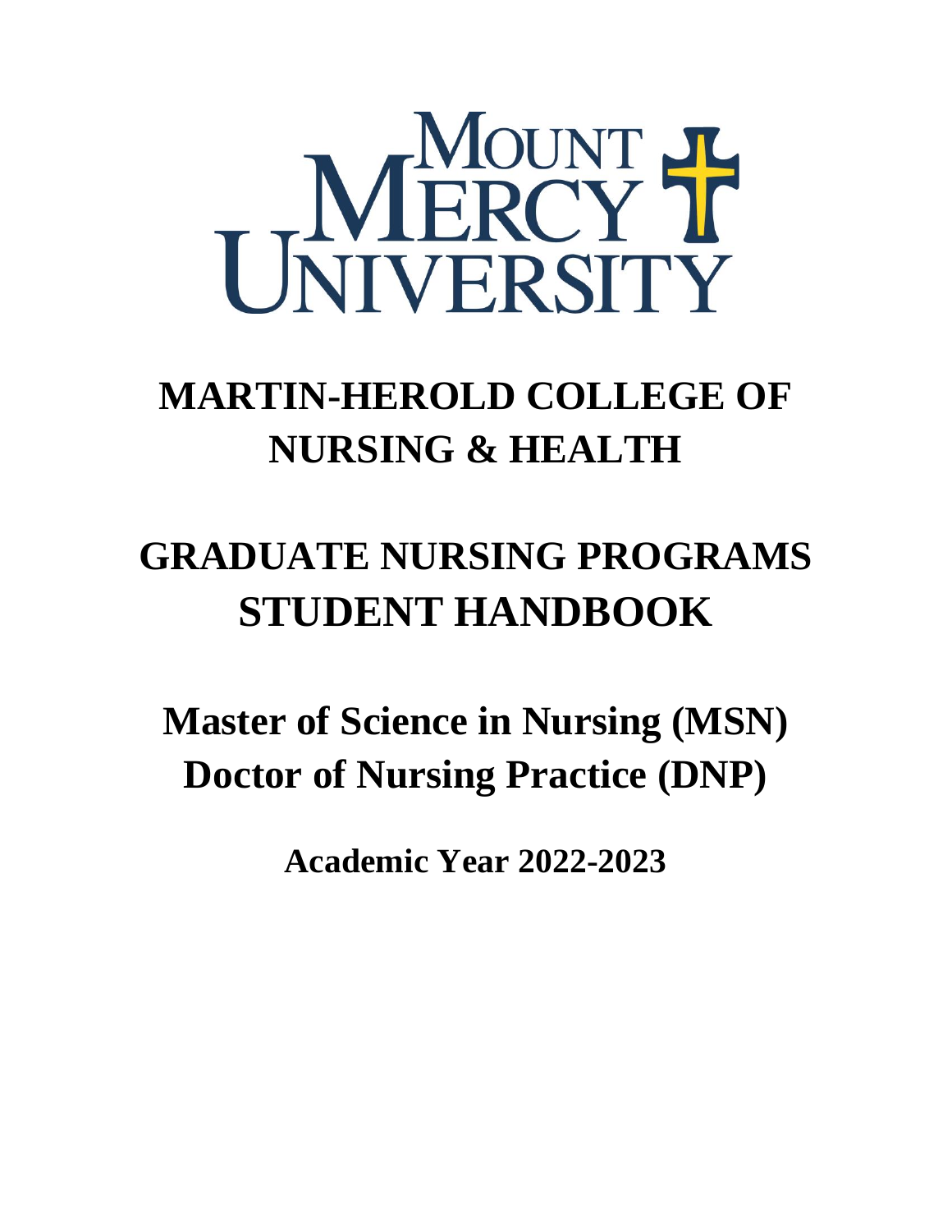Mount Mercy University

# MARTIN-HEROLD COLLEGE OF NURSING & HEALTH

# GRADUATE NURSING PROGRAMS STUDENT HANDBOOK

## Master of Science in Nursing (MSN)
## Doctor of Nursing Practice (DNP)

### Academic Year 2022-2023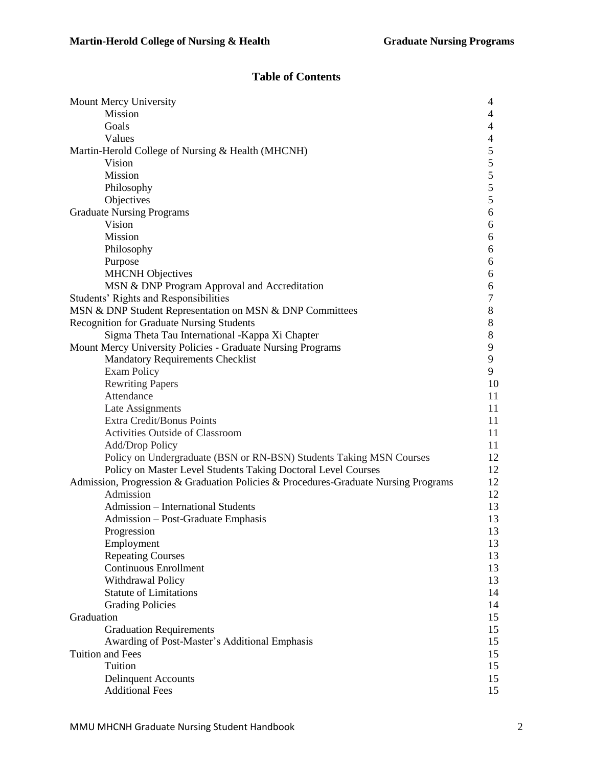## Table of Contents

| | |
|---|---|
| Mount Mercy University | 4 |
| Mission | 4 |
| Goals | 4 |
| Values | 4 |
| Martin-Herold College of Nursing & Health (MHCNH) | 5 |
| Vision | 5 |
| Mission | 5 |
| Philosophy | 5 |
| Objectives | 5 |
| Graduate Nursing Programs | 6 |
| Vision | 6 |
| Mission | 6 |
| Philosophy | 6 |
| Purpose | 6 |
| MHCNH Objectives | 6 |
| MSN & DNP Program Approval and Accreditation | 6 |
| Students' Rights and Responsibilities | 7 |
| MSN & DNP Student Representation on MSN & DNP Committees | 8 |
| Recognition for Graduate Nursing Students | 8 |
| Sigma Theta Tau International -Kappa Xi Chapter | 8 |
| Mount Mercy University Policies - Graduate Nursing Programs | 9 |
| Mandatory Requirements Checklist | 9 |
| Exam Policy | 9 |
| Rewriting Papers | 10 |
| Attendance | 11 |
| Late Assignments | 11 |
| Extra Credit/Bonus Points | 11 |
| Activities Outside of Classroom | 11 |
| Add/Drop Policy | 11 |
| Policy on Undergraduate (BSN or RN-BSN) Students Taking MSN Courses | 12 |
| Policy on Master Level Students Taking Doctoral Level Courses | 12 |
| Admission, Progression & Graduation Policies & Procedures-Graduate Nursing Programs | 12 |
| Admission | 12 |
| Admission – International Students | 13 |
| Admission – Post-Graduate Emphasis | 13 |
| Progression | 13 |
| Employment | 13 |
| Repeating Courses | 13 |
| Continuous Enrollment | 13 |
| Withdrawal Policy | 13 |
| Statute of Limitations | 14 |
| Grading Policies | 14 |
| Graduation | 15 |
| Graduation Requirements | 15 |
| Awarding of Post-Master's Additional Emphasis | 15 |
| Tuition and Fees | 15 |
| Tuition | 15 |
| Delinquent Accounts | 15 |
| Additional Fees | 15 |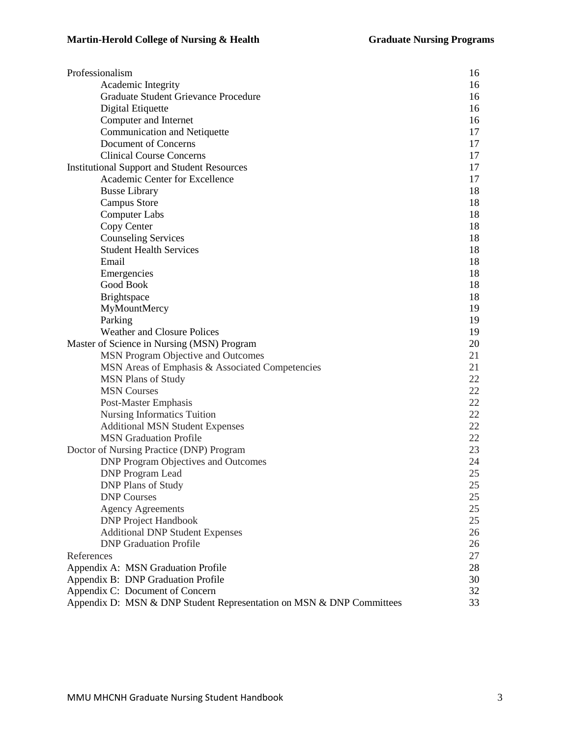| | |
|---|---|
| Professionalism | 16 |
| Academic Integrity | 16 |
| Graduate Student Grievance Procedure | 16 |
| Digital Etiquette | 16 |
| Computer and Internet | 16 |
| Communication and Netiquette | 17 |
| Document of Concerns | 17 |
| Clinical Course Concerns | 17 |
| Institutional Support and Student Resources | 17 |
| Academic Center for Excellence | 17 |
| Busse Library | 18 |
| Campus Store | 18 |
| Computer Labs | 18 |
| Copy Center | 18 |
| Counseling Services | 18 |
| Student Health Services | 18 |
| Email | 18 |
| Emergencies | 18 |
| Good Book | 18 |
| Brightspace | 18 |
| MyMountMercy | 19 |
| Parking | 19 |
| Weather and Closure Polices | 19 |
| Master of Science in Nursing (MSN) Program | 20 |
| MSN Program Objective and Outcomes | 21 |
| MSN Areas of Emphasis & Associated Competencies | 21 |
| MSN Plans of Study | 22 |
| MSN Courses | 22 |
| Post-Master Emphasis | 22 |
| Nursing Informatics Tuition | 22 |
| Additional MSN Student Expenses | 22 |
| MSN Graduation Profile | 22 |
| Doctor of Nursing Practice (DNP) Program | 23 |
| DNP Program Objectives and Outcomes | 24 |
| DNP Program Lead | 25 |
| DNP Plans of Study | 25 |
| DNP Courses | 25 |
| Agency Agreements | 25 |
| DNP Project Handbook | 25 |
| Additional DNP Student Expenses | 26 |
| DNP Graduation Profile | 26 |
| References | 27 |
| Appendix A: MSN Graduation Profile | 28 |
| Appendix B: DNP Graduation Profile | 30 |
| Appendix C: Document of Concern | 32 |
| Appendix D: MSN & DNP Student Representation on MSN & DNP Committees | 33 |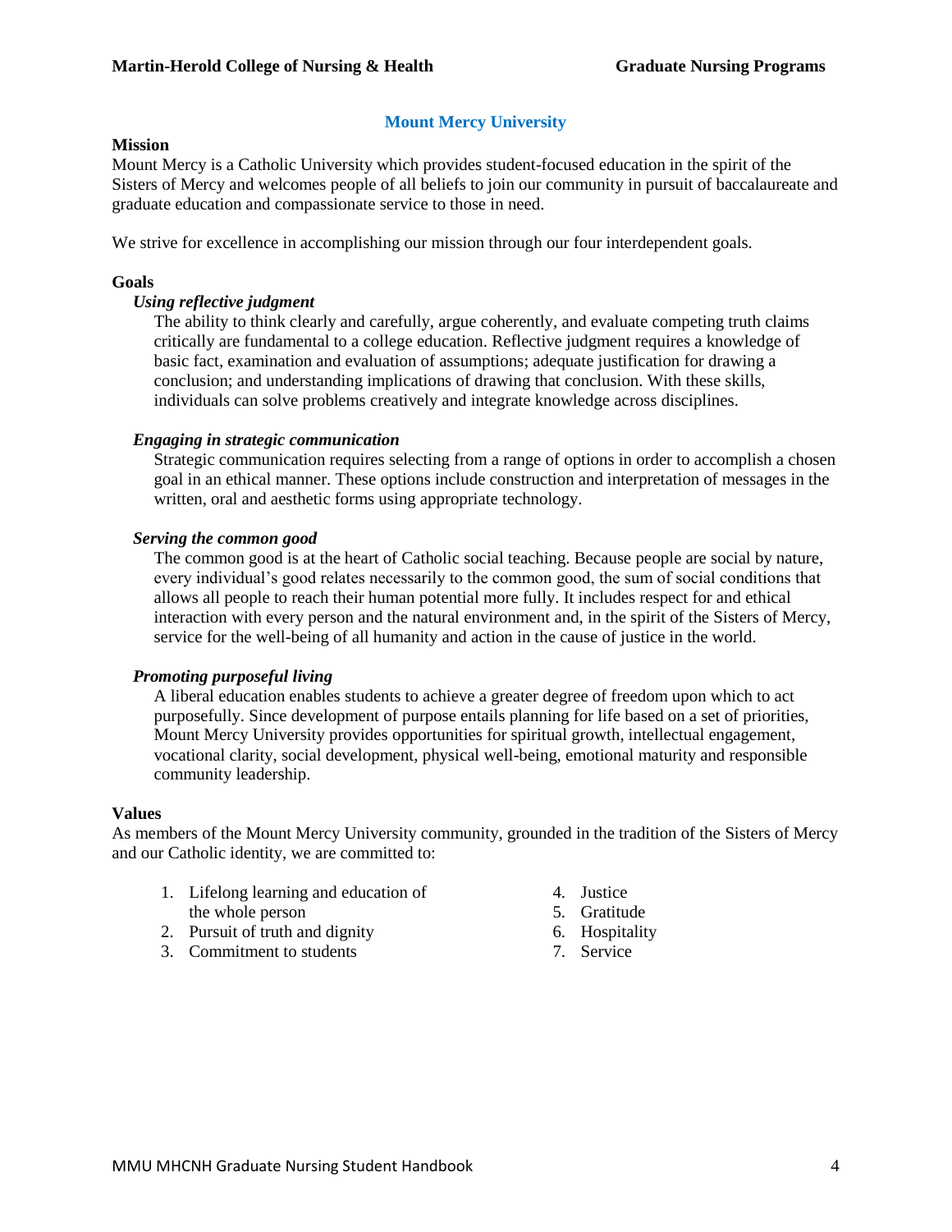## Mount Mercy University

### Mission

Mount Mercy is a Catholic University which provides student-focused education in the spirit of the Sisters of Mercy and welcomes people of all beliefs to join our community in pursuit of baccalaureate and graduate education and compassionate service to those in need.

We strive for excellence in accomplishing our mission through our four interdependent goals.

### Goals

***Using reflective judgment***

The ability to think clearly and carefully, argue coherently, and evaluate competing truth claims critically are fundamental to a college education. Reflective judgment requires a knowledge of basic fact, examination and evaluation of assumptions; adequate justification for drawing a conclusion; and understanding implications of drawing that conclusion. With these skills, individuals can solve problems creatively and integrate knowledge across disciplines.

***Engaging in strategic communication***

Strategic communication requires selecting from a range of options in order to accomplish a chosen goal in an ethical manner. These options include construction and interpretation of messages in the written, oral and aesthetic forms using appropriate technology.

***Serving the common good***

The common good is at the heart of Catholic social teaching. Because people are social by nature, every individual's good relates necessarily to the common good, the sum of social conditions that allows all people to reach their human potential more fully. It includes respect for and ethical interaction with every person and the natural environment and, in the spirit of the Sisters of Mercy, service for the well-being of all humanity and action in the cause of justice in the world.

***Promoting purposeful living***

A liberal education enables students to achieve a greater degree of freedom upon which to act purposefully. Since development of purpose entails planning for life based on a set of priorities, Mount Mercy University provides opportunities for spiritual growth, intellectual engagement, vocational clarity, social development, physical well-being, emotional maturity and responsible community leadership.

### Values

As members of the Mount Mercy University community, grounded in the tradition of the Sisters of Mercy and our Catholic identity, we are committed to:

1. Lifelong learning and education of the whole person
2. Pursuit of truth and dignity
3. Commitment to students
4. Justice
5. Gratitude
6. Hospitality
7. Service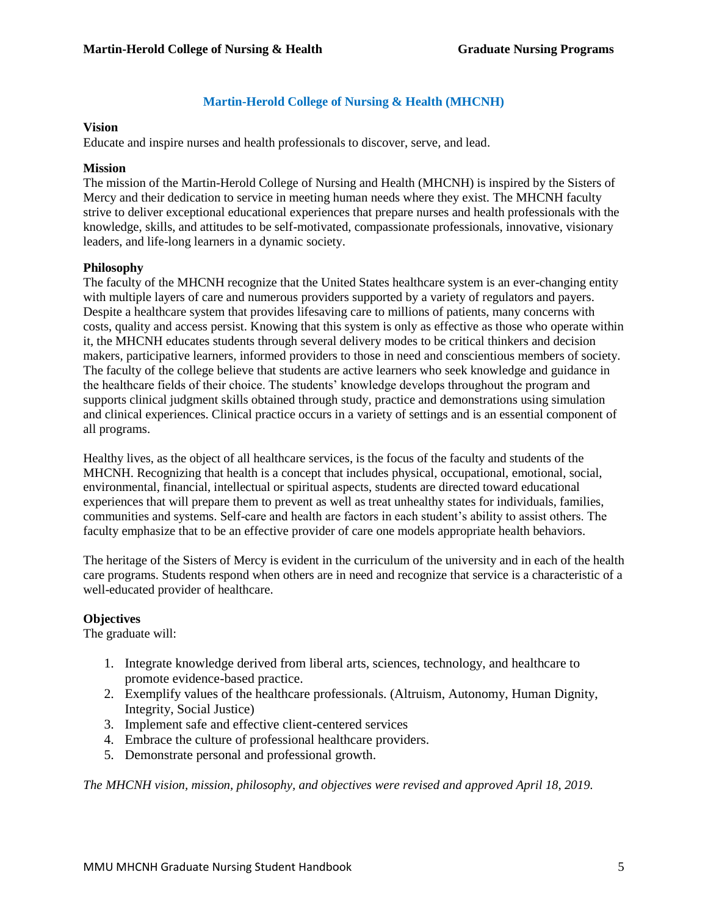## Martin-Herold College of Nursing & Health (MHCNH)

**Vision**

Educate and inspire nurses and health professionals to discover, serve, and lead.

**Mission**

The mission of the Martin-Herold College of Nursing and Health (MHCNH) is inspired by the Sisters of Mercy and their dedication to service in meeting human needs where they exist. The MHCNH faculty strive to deliver exceptional educational experiences that prepare nurses and health professionals with the knowledge, skills, and attitudes to be self-motivated, compassionate professionals, innovative, visionary leaders, and life-long learners in a dynamic society.

**Philosophy**

The faculty of the MHCNH recognize that the United States healthcare system is an ever-changing entity with multiple layers of care and numerous providers supported by a variety of regulators and payers. Despite a healthcare system that provides lifesaving care to millions of patients, many concerns with costs, quality and access persist. Knowing that this system is only as effective as those who operate within it, the MHCNH educates students through several delivery modes to be critical thinkers and decision makers, participative learners, informed providers to those in need and conscientious members of society. The faculty of the college believe that students are active learners who seek knowledge and guidance in the healthcare fields of their choice. The students' knowledge develops throughout the program and supports clinical judgment skills obtained through study, practice and demonstrations using simulation and clinical experiences. Clinical practice occurs in a variety of settings and is an essential component of all programs.

Healthy lives, as the object of all healthcare services, is the focus of the faculty and students of the MHCNH. Recognizing that health is a concept that includes physical, occupational, emotional, social, environmental, financial, intellectual or spiritual aspects, students are directed toward educational experiences that will prepare them to prevent as well as treat unhealthy states for individuals, families, communities and systems. Self-care and health are factors in each student's ability to assist others. The faculty emphasize that to be an effective provider of care one models appropriate health behaviors.

The heritage of the Sisters of Mercy is evident in the curriculum of the university and in each of the health care programs. Students respond when others are in need and recognize that service is a characteristic of a well-educated provider of healthcare.

**Objectives**

The graduate will:

1. Integrate knowledge derived from liberal arts, sciences, technology, and healthcare to promote evidence-based practice.
2. Exemplify values of the healthcare professionals. (Altruism, Autonomy, Human Dignity, Integrity, Social Justice)
3. Implement safe and effective client-centered services
4. Embrace the culture of professional healthcare providers.
5. Demonstrate personal and professional growth.

*The MHCNH vision, mission, philosophy, and objectives were revised and approved April 18, 2019.*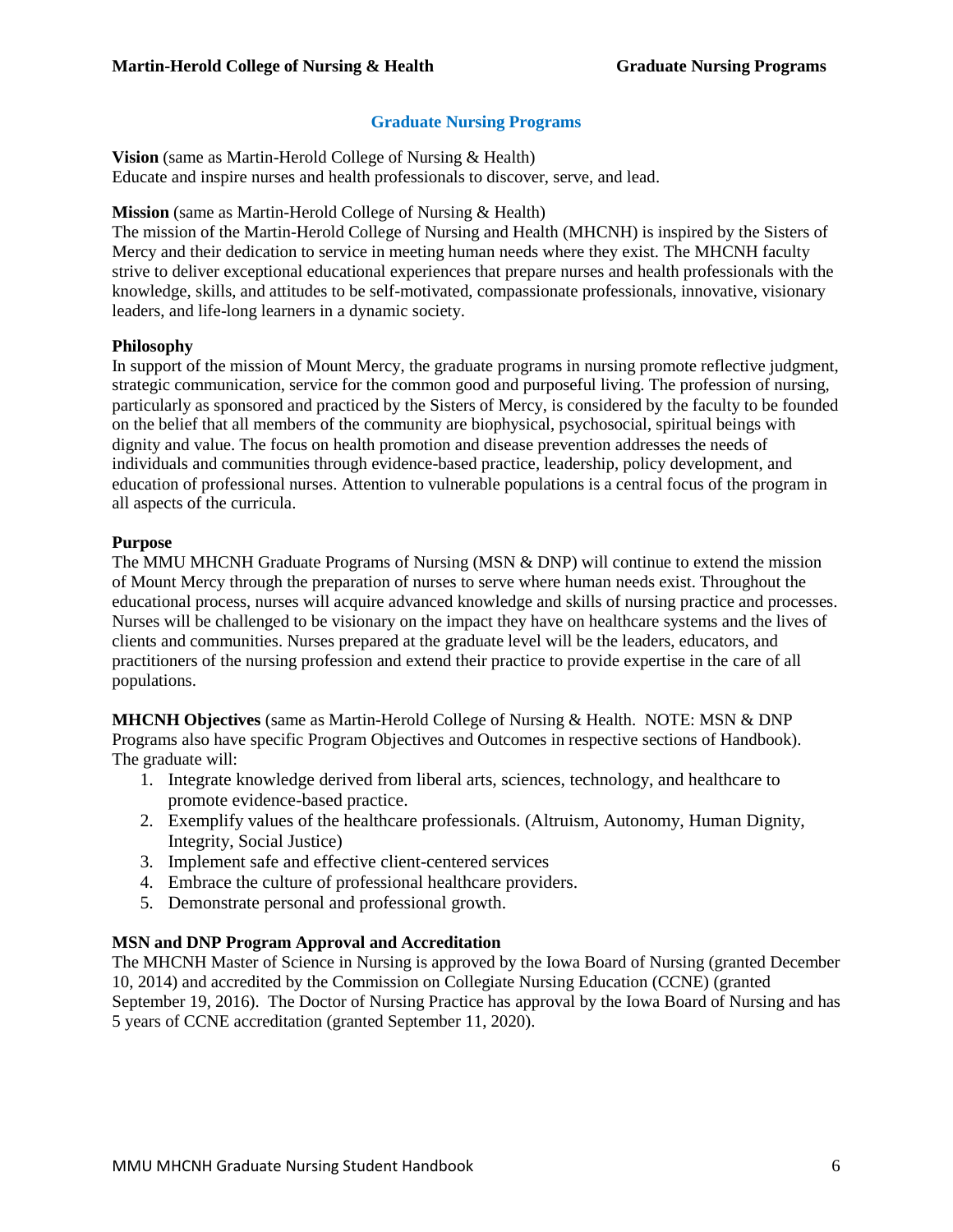## Graduate Nursing Programs

**Vision** (same as Martin-Herold College of Nursing & Health)
Educate and inspire nurses and health professionals to discover, serve, and lead.

**Mission** (same as Martin-Herold College of Nursing & Health)
The mission of the Martin-Herold College of Nursing and Health (MHCNH) is inspired by the Sisters of Mercy and their dedication to service in meeting human needs where they exist. The MHCNH faculty strive to deliver exceptional educational experiences that prepare nurses and health professionals with the knowledge, skills, and attitudes to be self-motivated, compassionate professionals, innovative, visionary leaders, and life-long learners in a dynamic society.

**Philosophy**
In support of the mission of Mount Mercy, the graduate programs in nursing promote reflective judgment, strategic communication, service for the common good and purposeful living. The profession of nursing, particularly as sponsored and practiced by the Sisters of Mercy, is considered by the faculty to be founded on the belief that all members of the community are biophysical, psychosocial, spiritual beings with dignity and value. The focus on health promotion and disease prevention addresses the needs of individuals and communities through evidence-based practice, leadership, policy development, and education of professional nurses. Attention to vulnerable populations is a central focus of the program in all aspects of the curricula.

**Purpose**
The MMU MHCNH Graduate Programs of Nursing (MSN & DNP) will continue to extend the mission of Mount Mercy through the preparation of nurses to serve where human needs exist. Throughout the educational process, nurses will acquire advanced knowledge and skills of nursing practice and processes. Nurses will be challenged to be visionary on the impact they have on healthcare systems and the lives of clients and communities. Nurses prepared at the graduate level will be the leaders, educators, and practitioners of the nursing profession and extend their practice to provide expertise in the care of all populations.

**MHCNH Objectives** (same as Martin-Herold College of Nursing & Health. NOTE: MSN & DNP Programs also have specific Program Objectives and Outcomes in respective sections of Handbook). The graduate will:

1. Integrate knowledge derived from liberal arts, sciences, technology, and healthcare to promote evidence-based practice.
2. Exemplify values of the healthcare professionals. (Altruism, Autonomy, Human Dignity, Integrity, Social Justice)
3. Implement safe and effective client-centered services
4. Embrace the culture of professional healthcare providers.
5. Demonstrate personal and professional growth.

**MSN and DNP Program Approval and Accreditation**
The MHCNH Master of Science in Nursing is approved by the Iowa Board of Nursing (granted December 10, 2014) and accredited by the Commission on Collegiate Nursing Education (CCNE) (granted September 19, 2016). The Doctor of Nursing Practice has approval by the Iowa Board of Nursing and has 5 years of CCNE accreditation (granted September 11, 2020).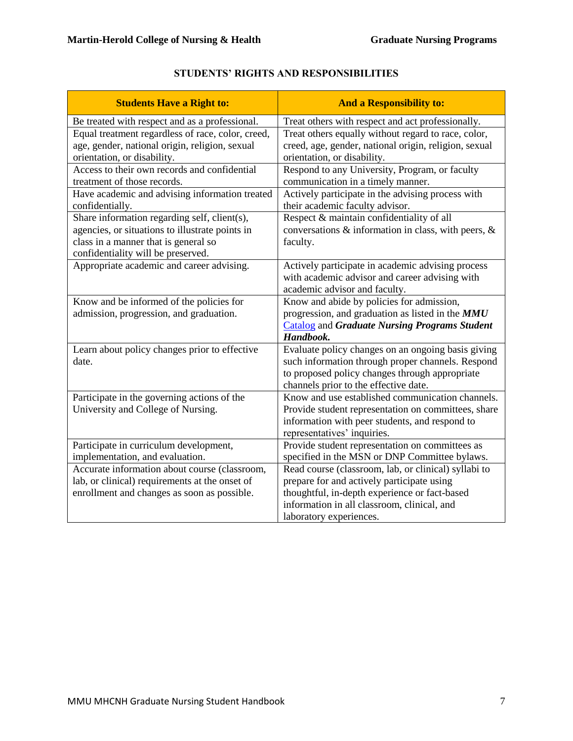## STUDENTS' RIGHTS AND RESPONSIBILITIES

| Students Have a Right to: | And a Responsibility to: |
|---|---|
| Be treated with respect and as a professional. | Treat others with respect and act professionally. |
| Equal treatment regardless of race, color, creed, age, gender, national origin, religion, sexual orientation, or disability. | Treat others equally without regard to race, color, creed, age, gender, national origin, religion, sexual orientation, or disability. |
| Access to their own records and confidential treatment of those records. | Respond to any University, Program, or faculty communication in a timely manner. |
| Have academic and advising information treated confidentially. | Actively participate in the advising process with their academic faculty advisor. |
| Share information regarding self, client(s), agencies, or situations to illustrate points in class in a manner that is general so confidentiality will be preserved. | Respect & maintain confidentiality of all conversations & information in class, with peers, & faculty. |
| Appropriate academic and career advising. | Actively participate in academic advising process with academic advisor and career advising with academic advisor and faculty. |
| Know and be informed of the policies for admission, progression, and graduation. | Know and abide by policies for admission, progression, and graduation as listed in the ***MMU*** Catalog and ***Graduate Nursing Programs Student Handbook.*** |
| Learn about policy changes prior to effective date. | Evaluate policy changes on an ongoing basis giving such information through proper channels. Respond to proposed policy changes through appropriate channels prior to the effective date. |
| Participate in the governing actions of the University and College of Nursing. | Know and use established communication channels. Provide student representation on committees, share information with peer students, and respond to representatives' inquiries. |
| Participate in curriculum development, implementation, and evaluation. | Provide student representation on committees as specified in the MSN or DNP Committee bylaws. |
| Accurate information about course (classroom, lab, or clinical) requirements at the onset of enrollment and changes as soon as possible. | Read course (classroom, lab, or clinical) syllabi to prepare for and actively participate using thoughtful, in-depth experience or fact-based information in all classroom, clinical, and laboratory experiences. |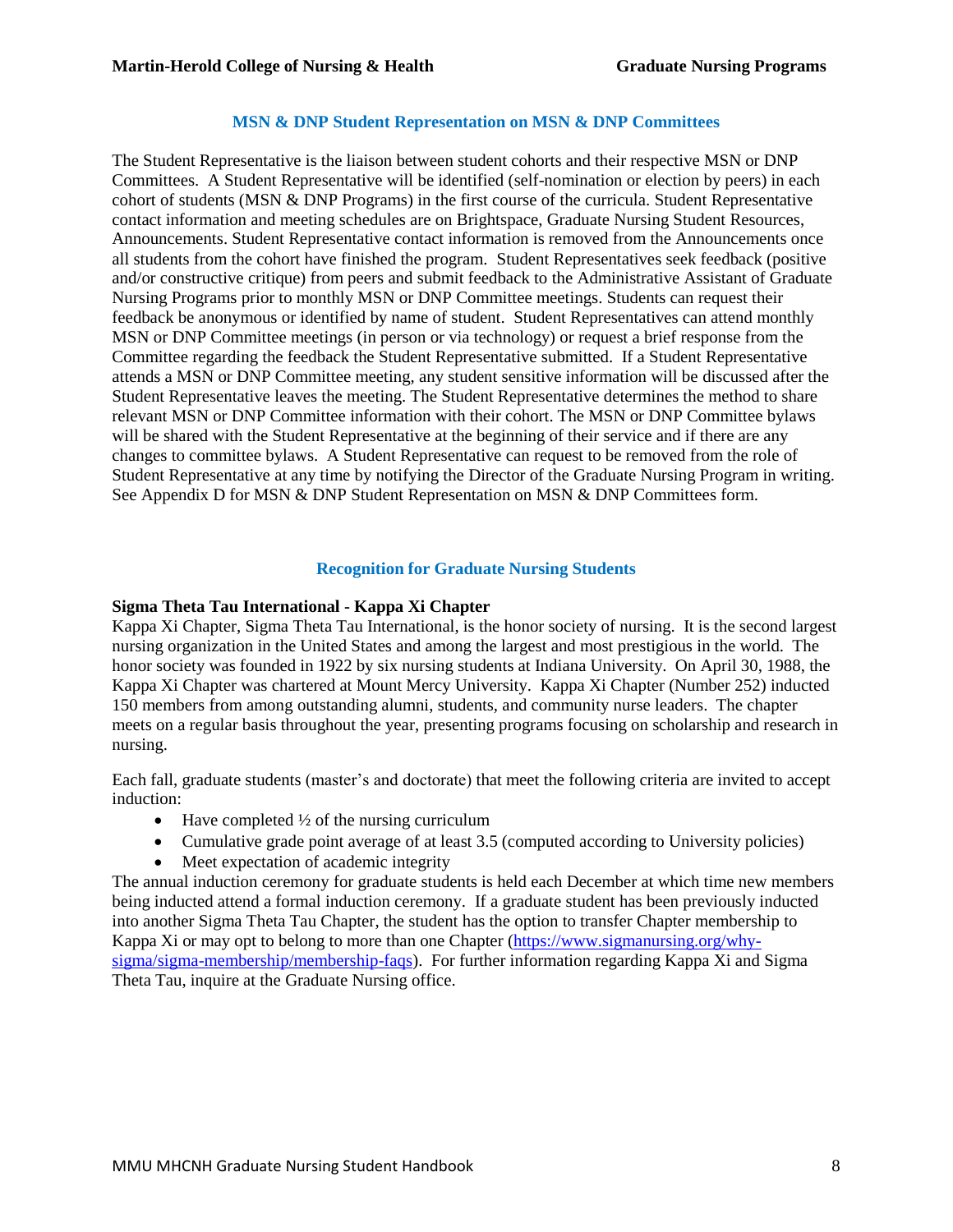## MSN & DNP Student Representation on MSN & DNP Committees

The Student Representative is the liaison between student cohorts and their respective MSN or DNP Committees. A Student Representative will be identified (self-nomination or election by peers) in each cohort of students (MSN & DNP Programs) in the first course of the curricula. Student Representative contact information and meeting schedules are on Brightspace, Graduate Nursing Student Resources, Announcements. Student Representative contact information is removed from the Announcements once all students from the cohort have finished the program. Student Representatives seek feedback (positive and/or constructive critique) from peers and submit feedback to the Administrative Assistant of Graduate Nursing Programs prior to monthly MSN or DNP Committee meetings. Students can request their feedback be anonymous or identified by name of student. Student Representatives can attend monthly MSN or DNP Committee meetings (in person or via technology) or request a brief response from the Committee regarding the feedback the Student Representative submitted. If a Student Representative attends a MSN or DNP Committee meeting, any student sensitive information will be discussed after the Student Representative leaves the meeting. The Student Representative determines the method to share relevant MSN or DNP Committee information with their cohort. The MSN or DNP Committee bylaws will be shared with the Student Representative at the beginning of their service and if there are any changes to committee bylaws. A Student Representative can request to be removed from the role of Student Representative at any time by notifying the Director of the Graduate Nursing Program in writing. See Appendix D for MSN & DNP Student Representation on MSN & DNP Committees form.

## Recognition for Graduate Nursing Students

### Sigma Theta Tau International - Kappa Xi Chapter

Kappa Xi Chapter, Sigma Theta Tau International, is the honor society of nursing. It is the second largest nursing organization in the United States and among the largest and most prestigious in the world. The honor society was founded in 1922 by six nursing students at Indiana University. On April 30, 1988, the Kappa Xi Chapter was chartered at Mount Mercy University. Kappa Xi Chapter (Number 252) inducted 150 members from among outstanding alumni, students, and community nurse leaders. The chapter meets on a regular basis throughout the year, presenting programs focusing on scholarship and research in nursing.

Each fall, graduate students (master's and doctorate) that meet the following criteria are invited to accept induction:

- Have completed ½ of the nursing curriculum
- Cumulative grade point average of at least 3.5 (computed according to University policies)
- Meet expectation of academic integrity

The annual induction ceremony for graduate students is held each December at which time new members being inducted attend a formal induction ceremony. If a graduate student has been previously inducted into another Sigma Theta Tau Chapter, the student has the option to transfer Chapter membership to Kappa Xi or may opt to belong to more than one Chapter (https://www.sigmanursing.org/why-sigma/sigma-membership/membership-faqs). For further information regarding Kappa Xi and Sigma Theta Tau, inquire at the Graduate Nursing office.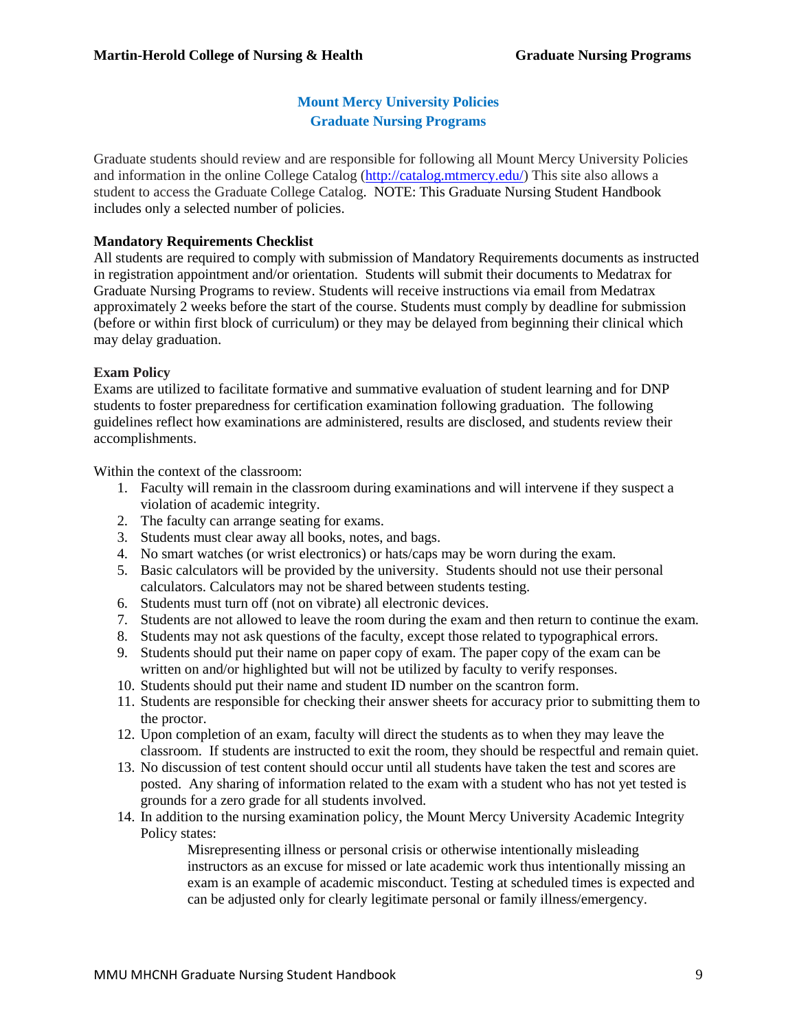## Mount Mercy University Policies
## Graduate Nursing Programs

Graduate students should review and are responsible for following all Mount Mercy University Policies and information in the online College Catalog (http://catalog.mtmercy.edu/) This site also allows a student to access the Graduate College Catalog. NOTE: This Graduate Nursing Student Handbook includes only a selected number of policies.

**Mandatory Requirements Checklist**

All students are required to comply with submission of Mandatory Requirements documents as instructed in registration appointment and/or orientation. Students will submit their documents to Medatrax for Graduate Nursing Programs to review. Students will receive instructions via email from Medatrax approximately 2 weeks before the start of the course. Students must comply by deadline for submission (before or within first block of curriculum) or they may be delayed from beginning their clinical which may delay graduation.

**Exam Policy**

Exams are utilized to facilitate formative and summative evaluation of student learning and for DNP students to foster preparedness for certification examination following graduation. The following guidelines reflect how examinations are administered, results are disclosed, and students review their accomplishments.

Within the context of the classroom:

1. Faculty will remain in the classroom during examinations and will intervene if they suspect a violation of academic integrity.
2. The faculty can arrange seating for exams.
3. Students must clear away all books, notes, and bags.
4. No smart watches (or wrist electronics) or hats/caps may be worn during the exam.
5. Basic calculators will be provided by the university. Students should not use their personal calculators. Calculators may not be shared between students testing.
6. Students must turn off (not on vibrate) all electronic devices.
7. Students are not allowed to leave the room during the exam and then return to continue the exam.
8. Students may not ask questions of the faculty, except those related to typographical errors.
9. Students should put their name on paper copy of exam. The paper copy of the exam can be written on and/or highlighted but will not be utilized by faculty to verify responses.
10. Students should put their name and student ID number on the scantron form.
11. Students are responsible for checking their answer sheets for accuracy prior to submitting them to the proctor.
12. Upon completion of an exam, faculty will direct the students as to when they may leave the classroom. If students are instructed to exit the room, they should be respectful and remain quiet.
13. No discussion of test content should occur until all students have taken the test and scores are posted. Any sharing of information related to the exam with a student who has not yet tested is grounds for a zero grade for all students involved.
14. In addition to the nursing examination policy, the Mount Mercy University Academic Integrity Policy states:

    > Misrepresenting illness or personal crisis or otherwise intentionally misleading instructors as an excuse for missed or late academic work thus intentionally missing an exam is an example of academic misconduct. Testing at scheduled times is expected and can be adjusted only for clearly legitimate personal or family illness/emergency.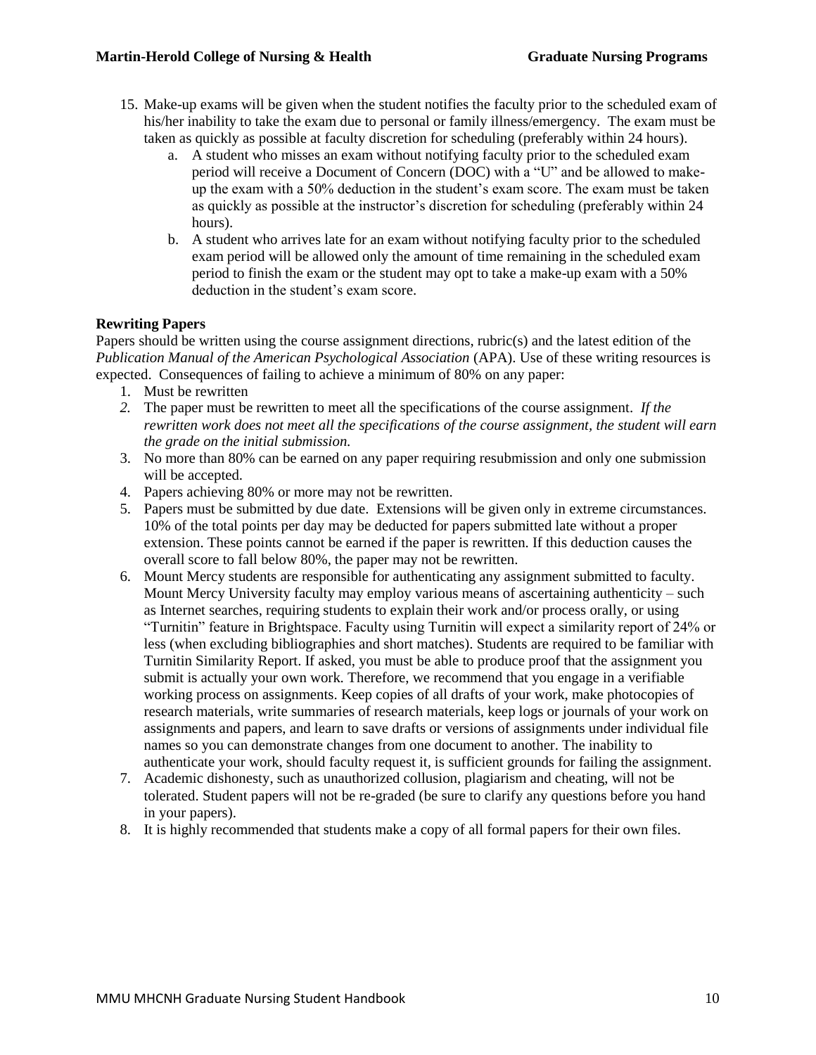15. Make-up exams will be given when the student notifies the faculty prior to the scheduled exam of his/her inability to take the exam due to personal or family illness/emergency. The exam must be taken as quickly as possible at faculty discretion for scheduling (preferably within 24 hours).
    a. A student who misses an exam without notifying faculty prior to the scheduled exam period will receive a Document of Concern (DOC) with a "U" and be allowed to make-up the exam with a 50% deduction in the student's exam score. The exam must be taken as quickly as possible at the instructor's discretion for scheduling (preferably within 24 hours).
    b. A student who arrives late for an exam without notifying faculty prior to the scheduled exam period will be allowed only the amount of time remaining in the scheduled exam period to finish the exam or the student may opt to take a make-up exam with a 50% deduction in the student's exam score.

**Rewriting Papers**

Papers should be written using the course assignment directions, rubric(s) and the latest edition of the *Publication Manual of the American Psychological Association* (APA). Use of these writing resources is expected. Consequences of failing to achieve a minimum of 80% on any paper:

1. Must be rewritten
2. The paper must be rewritten to meet all the specifications of the course assignment. *If the rewritten work does not meet all the specifications of the course assignment, the student will earn the grade on the initial submission.*
3. No more than 80% can be earned on any paper requiring resubmission and only one submission will be accepted.
4. Papers achieving 80% or more may not be rewritten.
5. Papers must be submitted by due date. Extensions will be given only in extreme circumstances. 10% of the total points per day may be deducted for papers submitted late without a proper extension. These points cannot be earned if the paper is rewritten. If this deduction causes the overall score to fall below 80%, the paper may not be rewritten.
6. Mount Mercy students are responsible for authenticating any assignment submitted to faculty. Mount Mercy University faculty may employ various means of ascertaining authenticity – such as Internet searches, requiring students to explain their work and/or process orally, or using "Turnitin" feature in Brightspace. Faculty using Turnitin will expect a similarity report of 24% or less (when excluding bibliographies and short matches). Students are required to be familiar with Turnitin Similarity Report. If asked, you must be able to produce proof that the assignment you submit is actually your own work. Therefore, we recommend that you engage in a verifiable working process on assignments. Keep copies of all drafts of your work, make photocopies of research materials, write summaries of research materials, keep logs or journals of your work on assignments and papers, and learn to save drafts or versions of assignments under individual file names so you can demonstrate changes from one document to another. The inability to authenticate your work, should faculty request it, is sufficient grounds for failing the assignment.
7. Academic dishonesty, such as unauthorized collusion, plagiarism and cheating, will not be tolerated. Student papers will not be re-graded (be sure to clarify any questions before you hand in your papers).
8. It is highly recommended that students make a copy of all formal papers for their own files.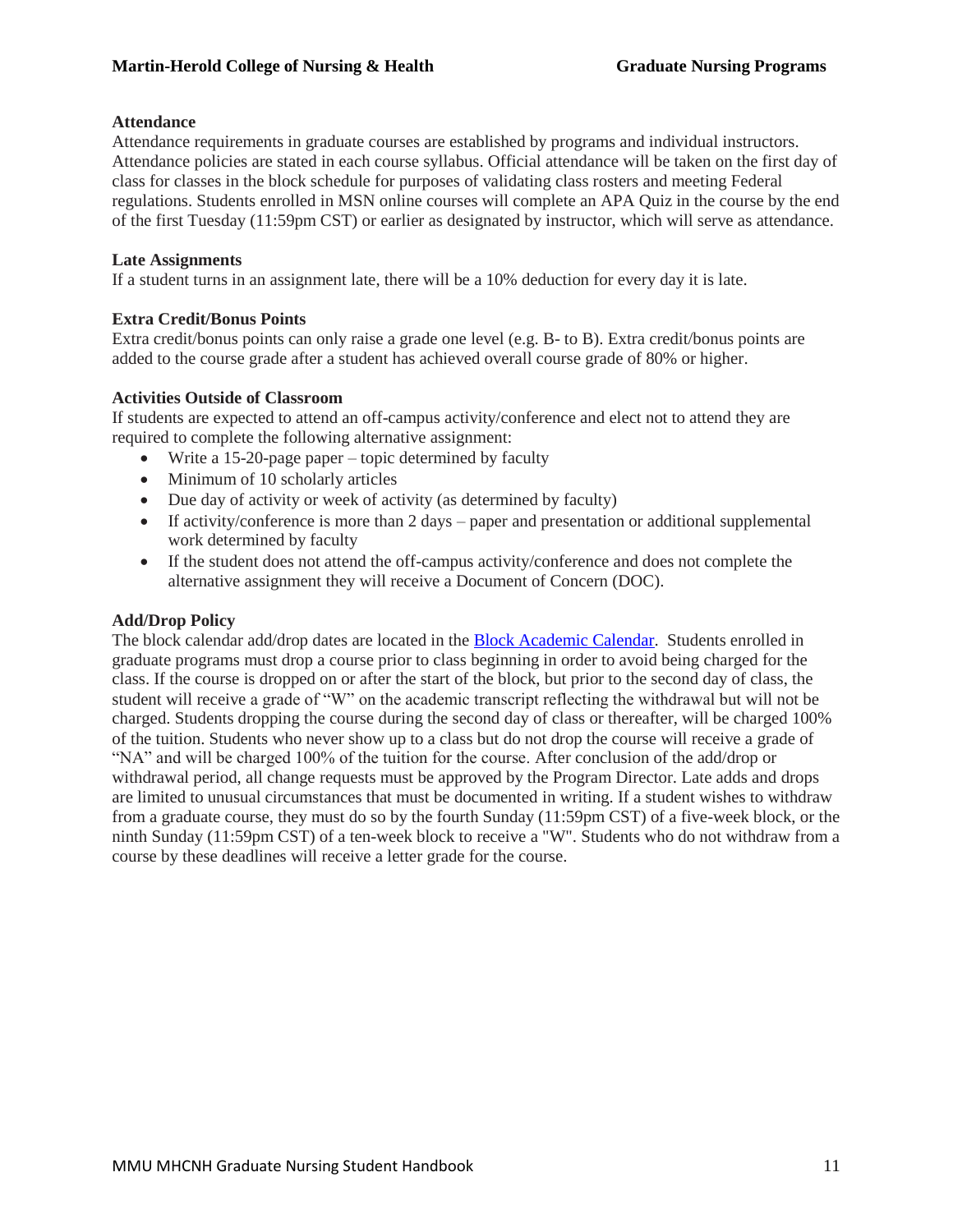### Attendance

Attendance requirements in graduate courses are established by programs and individual instructors. Attendance policies are stated in each course syllabus. Official attendance will be taken on the first day of class for classes in the block schedule for purposes of validating class rosters and meeting Federal regulations. Students enrolled in MSN online courses will complete an APA Quiz in the course by the end of the first Tuesday (11:59pm CST) or earlier as designated by instructor, which will serve as attendance.

### Late Assignments

If a student turns in an assignment late, there will be a 10% deduction for every day it is late.

### Extra Credit/Bonus Points

Extra credit/bonus points can only raise a grade one level (e.g. B- to B). Extra credit/bonus points are added to the course grade after a student has achieved overall course grade of 80% or higher.

### Activities Outside of Classroom

If students are expected to attend an off-campus activity/conference and elect not to attend they are required to complete the following alternative assignment:

- Write a 15-20-page paper – topic determined by faculty
- Minimum of 10 scholarly articles
- Due day of activity or week of activity (as determined by faculty)
- If activity/conference is more than 2 days – paper and presentation or additional supplemental work determined by faculty
- If the student does not attend the off-campus activity/conference and does not complete the alternative assignment they will receive a Document of Concern (DOC).

### Add/Drop Policy

The block calendar add/drop dates are located in the Block Academic Calendar. Students enrolled in graduate programs must drop a course prior to class beginning in order to avoid being charged for the class. If the course is dropped on or after the start of the block, but prior to the second day of class, the student will receive a grade of "W" on the academic transcript reflecting the withdrawal but will not be charged. Students dropping the course during the second day of class or thereafter, will be charged 100% of the tuition. Students who never show up to a class but do not drop the course will receive a grade of "NA" and will be charged 100% of the tuition for the course. After conclusion of the add/drop or withdrawal period, all change requests must be approved by the Program Director. Late adds and drops are limited to unusual circumstances that must be documented in writing. If a student wishes to withdraw from a graduate course, they must do so by the fourth Sunday (11:59pm CST) of a five-week block, or the ninth Sunday (11:59pm CST) of a ten-week block to receive a "W". Students who do not withdraw from a course by these deadlines will receive a letter grade for the course.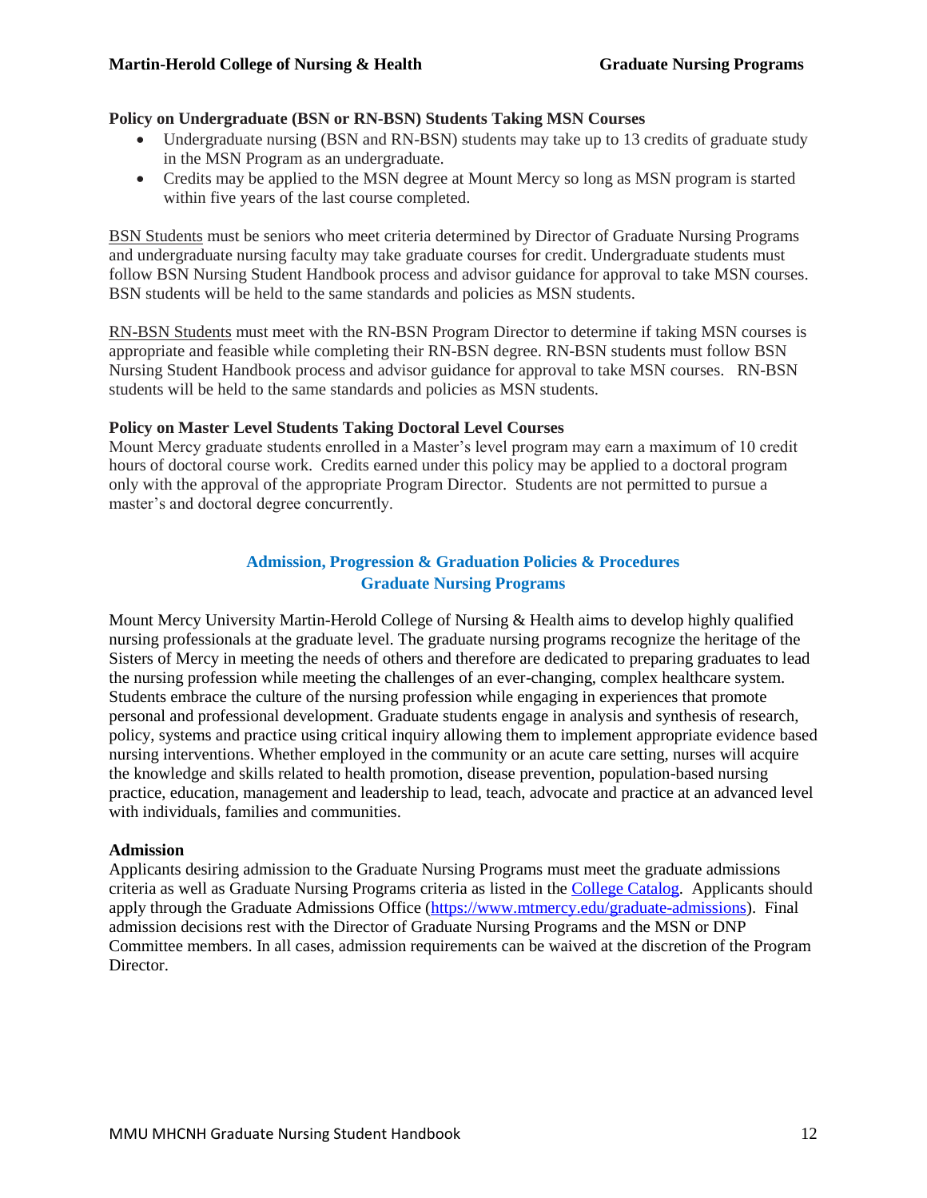**Policy on Undergraduate (BSN or RN-BSN) Students Taking MSN Courses**

- Undergraduate nursing (BSN and RN-BSN) students may take up to 13 credits of graduate study in the MSN Program as an undergraduate.
- Credits may be applied to the MSN degree at Mount Mercy so long as MSN program is started within five years of the last course completed.

<u>BSN Students</u> must be seniors who meet criteria determined by Director of Graduate Nursing Programs and undergraduate nursing faculty may take graduate courses for credit. Undergraduate students must follow BSN Nursing Student Handbook process and advisor guidance for approval to take MSN courses. BSN students will be held to the same standards and policies as MSN students.

<u>RN-BSN Students</u> must meet with the RN-BSN Program Director to determine if taking MSN courses is appropriate and feasible while completing their RN-BSN degree. RN-BSN students must follow BSN Nursing Student Handbook process and advisor guidance for approval to take MSN courses. RN-BSN students will be held to the same standards and policies as MSN students.

**Policy on Master Level Students Taking Doctoral Level Courses**

Mount Mercy graduate students enrolled in a Master's level program may earn a maximum of 10 credit hours of doctoral course work. Credits earned under this policy may be applied to a doctoral program only with the approval of the appropriate Program Director. Students are not permitted to pursue a master's and doctoral degree concurrently.

## Admission, Progression & Graduation Policies & Procedures
## Graduate Nursing Programs

Mount Mercy University Martin-Herold College of Nursing & Health aims to develop highly qualified nursing professionals at the graduate level. The graduate nursing programs recognize the heritage of the Sisters of Mercy in meeting the needs of others and therefore are dedicated to preparing graduates to lead the nursing profession while meeting the challenges of an ever-changing, complex healthcare system. Students embrace the culture of the nursing profession while engaging in experiences that promote personal and professional development. Graduate students engage in analysis and synthesis of research, policy, systems and practice using critical inquiry allowing them to implement appropriate evidence based nursing interventions. Whether employed in the community or an acute care setting, nurses will acquire the knowledge and skills related to health promotion, disease prevention, population-based nursing practice, education, management and leadership to lead, teach, advocate and practice at an advanced level with individuals, families and communities.

**Admission**

Applicants desiring admission to the Graduate Nursing Programs must meet the graduate admissions criteria as well as Graduate Nursing Programs criteria as listed in the College Catalog. Applicants should apply through the Graduate Admissions Office (https://www.mtmercy.edu/graduate-admissions). Final admission decisions rest with the Director of Graduate Nursing Programs and the MSN or DNP Committee members. In all cases, admission requirements can be waived at the discretion of the Program Director.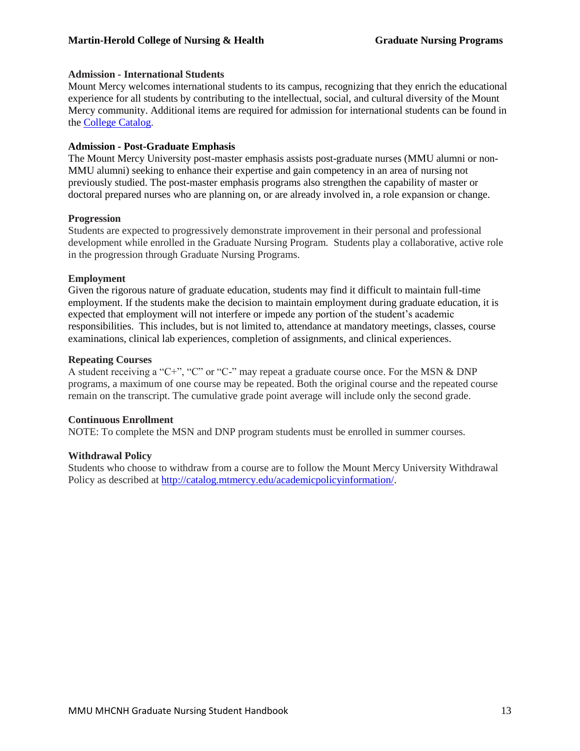### Admission - International Students

Mount Mercy welcomes international students to its campus, recognizing that they enrich the educational experience for all students by contributing to the intellectual, social, and cultural diversity of the Mount Mercy community. Additional items are required for admission for international students can be found in the [College Catalog](College Catalog).

### Admission - Post-Graduate Emphasis

The Mount Mercy University post-master emphasis assists post-graduate nurses (MMU alumni or non-MMU alumni) seeking to enhance their expertise and gain competency in an area of nursing not previously studied. The post-master emphasis programs also strengthen the capability of master or doctoral prepared nurses who are planning on, or are already involved in, a role expansion or change.

### Progression

Students are expected to progressively demonstrate improvement in their personal and professional development while enrolled in the Graduate Nursing Program. Students play a collaborative, active role in the progression through Graduate Nursing Programs.

### Employment

Given the rigorous nature of graduate education, students may find it difficult to maintain full-time employment. If the students make the decision to maintain employment during graduate education, it is expected that employment will not interfere or impede any portion of the student's academic responsibilities. This includes, but is not limited to, attendance at mandatory meetings, classes, course examinations, clinical lab experiences, completion of assignments, and clinical experiences.

### Repeating Courses

A student receiving a "C+", "C" or "C-" may repeat a graduate course once. For the MSN & DNP programs, a maximum of one course may be repeated. Both the original course and the repeated course remain on the transcript. The cumulative grade point average will include only the second grade.

### Continuous Enrollment

NOTE: To complete the MSN and DNP program students must be enrolled in summer courses.

### Withdrawal Policy

Students who choose to withdraw from a course are to follow the Mount Mercy University Withdrawal Policy as described at http://catalog.mtmercy.edu/academicpolicyinformation/.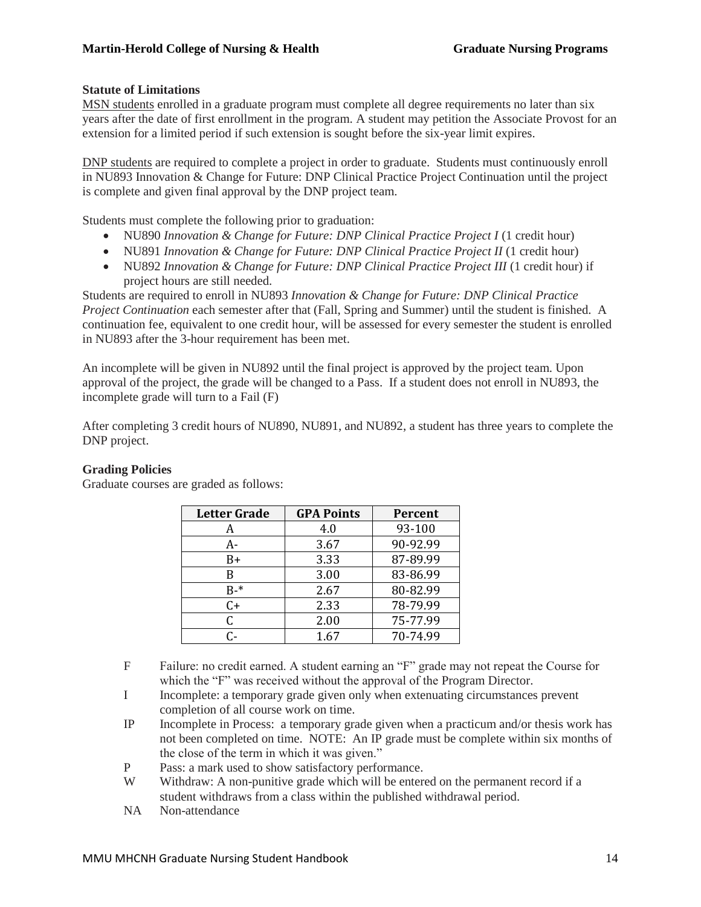### Statute of Limitations

MSN students enrolled in a graduate program must complete all degree requirements no later than six years after the date of first enrollment in the program. A student may petition the Associate Provost for an extension for a limited period if such extension is sought before the six-year limit expires.

DNP students are required to complete a project in order to graduate. Students must continuously enroll in NU893 Innovation & Change for Future: DNP Clinical Practice Project Continuation until the project is complete and given final approval by the DNP project team.

Students must complete the following prior to graduation:

- NU890 *Innovation & Change for Future: DNP Clinical Practice Project I* (1 credit hour)
- NU891 *Innovation & Change for Future: DNP Clinical Practice Project II* (1 credit hour)
- NU892 *Innovation & Change for Future: DNP Clinical Practice Project III* (1 credit hour) if project hours are still needed.

Students are required to enroll in NU893 *Innovation & Change for Future: DNP Clinical Practice Project Continuation* each semester after that (Fall, Spring and Summer) until the student is finished. A continuation fee, equivalent to one credit hour, will be assessed for every semester the student is enrolled in NU893 after the 3-hour requirement has been met.

An incomplete will be given in NU892 until the final project is approved by the project team. Upon approval of the project, the grade will be changed to a Pass. If a student does not enroll in NU893, the incomplete grade will turn to a Fail (F)

After completing 3 credit hours of NU890, NU891, and NU892, a student has three years to complete the DNP project.

### Grading Policies

Graduate courses are graded as follows:

| Letter Grade | GPA Points | Percent |
|---|---|---|
| A | 4.0 | 93-100 |
| A- | 3.67 | 90-92.99 |
| B+ | 3.33 | 87-89.99 |
| B | 3.00 | 83-86.99 |
| B-* | 2.67 | 80-82.99 |
| C+ | 2.33 | 78-79.99 |
| C | 2.00 | 75-77.99 |
| C- | 1.67 | 70-74.99 |

- F Failure: no credit earned. A student earning an "F" grade may not repeat the Course for which the "F" was received without the approval of the Program Director.
- I Incomplete: a temporary grade given only when extenuating circumstances prevent completion of all course work on time.
- IP Incomplete in Process: a temporary grade given when a practicum and/or thesis work has not been completed on time. NOTE: An IP grade must be complete within six months of the close of the term in which it was given."
- P Pass: a mark used to show satisfactory performance.
- W Withdraw: A non-punitive grade which will be entered on the permanent record if a student withdraws from a class within the published withdrawal period.
- NA Non-attendance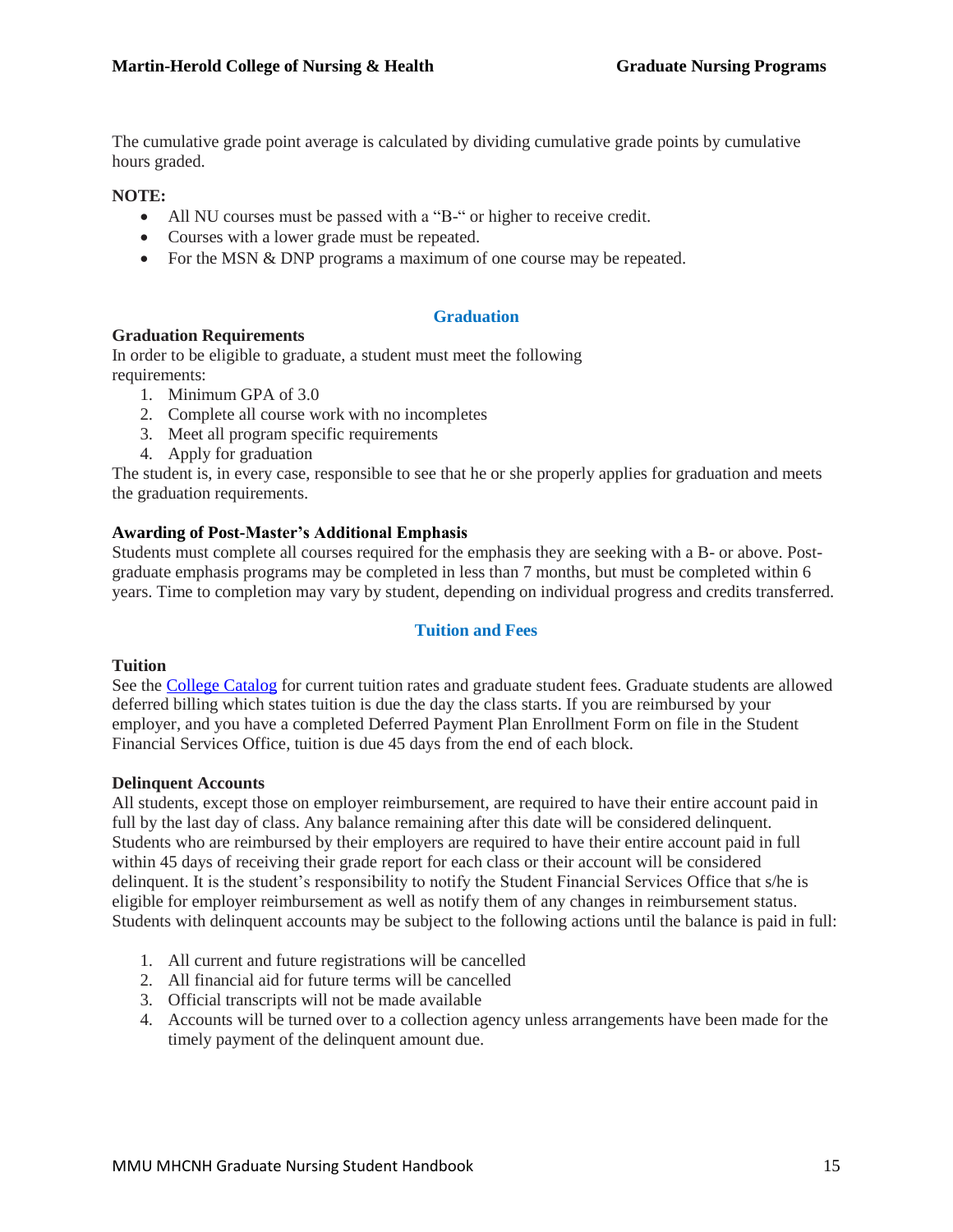The cumulative grade point average is calculated by dividing cumulative grade points by cumulative hours graded.

**NOTE:**

- All NU courses must be passed with a "B-" or higher to receive credit.
- Courses with a lower grade must be repeated.
- For the MSN & DNP programs a maximum of one course may be repeated.

## Graduation

**Graduation Requirements**

In order to be eligible to graduate, a student must meet the following requirements:

1. Minimum GPA of 3.0
2. Complete all course work with no incompletes
3. Meet all program specific requirements
4. Apply for graduation

The student is, in every case, responsible to see that he or she properly applies for graduation and meets the graduation requirements.

**Awarding of Post-Master's Additional Emphasis**

Students must complete all courses required for the emphasis they are seeking with a B- or above. Post-graduate emphasis programs may be completed in less than 7 months, but must be completed within 6 years. Time to completion may vary by student, depending on individual progress and credits transferred.

## Tuition and Fees

**Tuition**

See the College Catalog for current tuition rates and graduate student fees. Graduate students are allowed deferred billing which states tuition is due the day the class starts. If you are reimbursed by your employer, and you have a completed Deferred Payment Plan Enrollment Form on file in the Student Financial Services Office, tuition is due 45 days from the end of each block.

**Delinquent Accounts**

All students, except those on employer reimbursement, are required to have their entire account paid in full by the last day of class. Any balance remaining after this date will be considered delinquent. Students who are reimbursed by their employers are required to have their entire account paid in full within 45 days of receiving their grade report for each class or their account will be considered delinquent. It is the student's responsibility to notify the Student Financial Services Office that s/he is eligible for employer reimbursement as well as notify them of any changes in reimbursement status. Students with delinquent accounts may be subject to the following actions until the balance is paid in full:

1. All current and future registrations will be cancelled
2. All financial aid for future terms will be cancelled
3. Official transcripts will not be made available
4. Accounts will be turned over to a collection agency unless arrangements have been made for the timely payment of the delinquent amount due.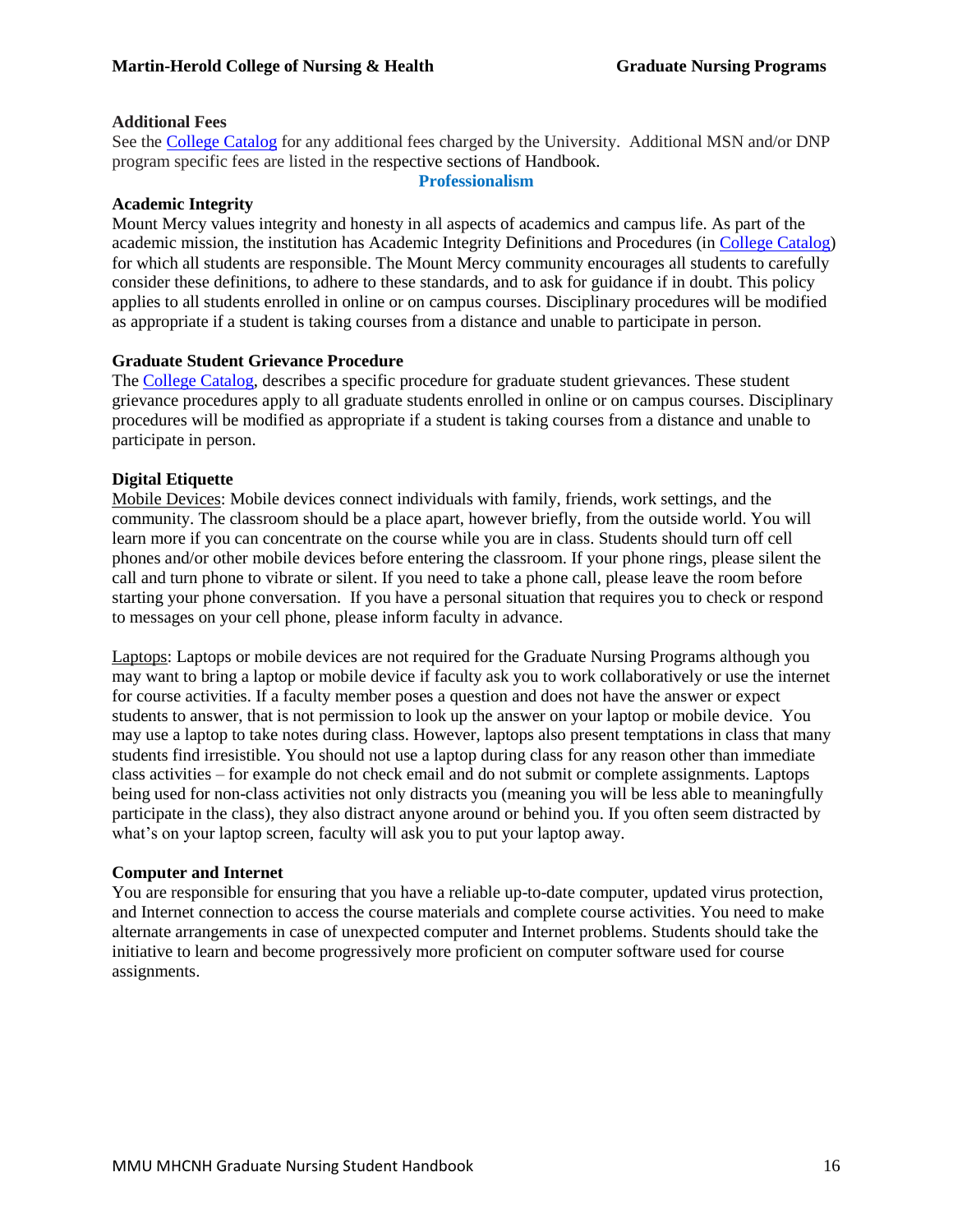### Additional Fees

See the College Catalog for any additional fees charged by the University. Additional MSN and/or DNP program specific fees are listed in the respective sections of Handbook.

## Professionalism

### Academic Integrity

Mount Mercy values integrity and honesty in all aspects of academics and campus life. As part of the academic mission, the institution has Academic Integrity Definitions and Procedures (in College Catalog) for which all students are responsible. The Mount Mercy community encourages all students to carefully consider these definitions, to adhere to these standards, and to ask for guidance if in doubt. This policy applies to all students enrolled in online or on campus courses. Disciplinary procedures will be modified as appropriate if a student is taking courses from a distance and unable to participate in person.

### Graduate Student Grievance Procedure

The College Catalog, describes a specific procedure for graduate student grievances. These student grievance procedures apply to all graduate students enrolled in online or on campus courses. Disciplinary procedures will be modified as appropriate if a student is taking courses from a distance and unable to participate in person.

### Digital Etiquette

Mobile Devices: Mobile devices connect individuals with family, friends, work settings, and the community. The classroom should be a place apart, however briefly, from the outside world. You will learn more if you can concentrate on the course while you are in class. Students should turn off cell phones and/or other mobile devices before entering the classroom. If your phone rings, please silent the call and turn phone to vibrate or silent. If you need to take a phone call, please leave the room before starting your phone conversation. If you have a personal situation that requires you to check or respond to messages on your cell phone, please inform faculty in advance.

Laptops: Laptops or mobile devices are not required for the Graduate Nursing Programs although you may want to bring a laptop or mobile device if faculty ask you to work collaboratively or use the internet for course activities. If a faculty member poses a question and does not have the answer or expect students to answer, that is not permission to look up the answer on your laptop or mobile device. You may use a laptop to take notes during class. However, laptops also present temptations in class that many students find irresistible. You should not use a laptop during class for any reason other than immediate class activities – for example do not check email and do not submit or complete assignments. Laptops being used for non-class activities not only distracts you (meaning you will be less able to meaningfully participate in the class), they also distract anyone around or behind you. If you often seem distracted by what's on your laptop screen, faculty will ask you to put your laptop away.

### Computer and Internet

You are responsible for ensuring that you have a reliable up-to-date computer, updated virus protection, and Internet connection to access the course materials and complete course activities. You need to make alternate arrangements in case of unexpected computer and Internet problems. Students should take the initiative to learn and become progressively more proficient on computer software used for course assignments.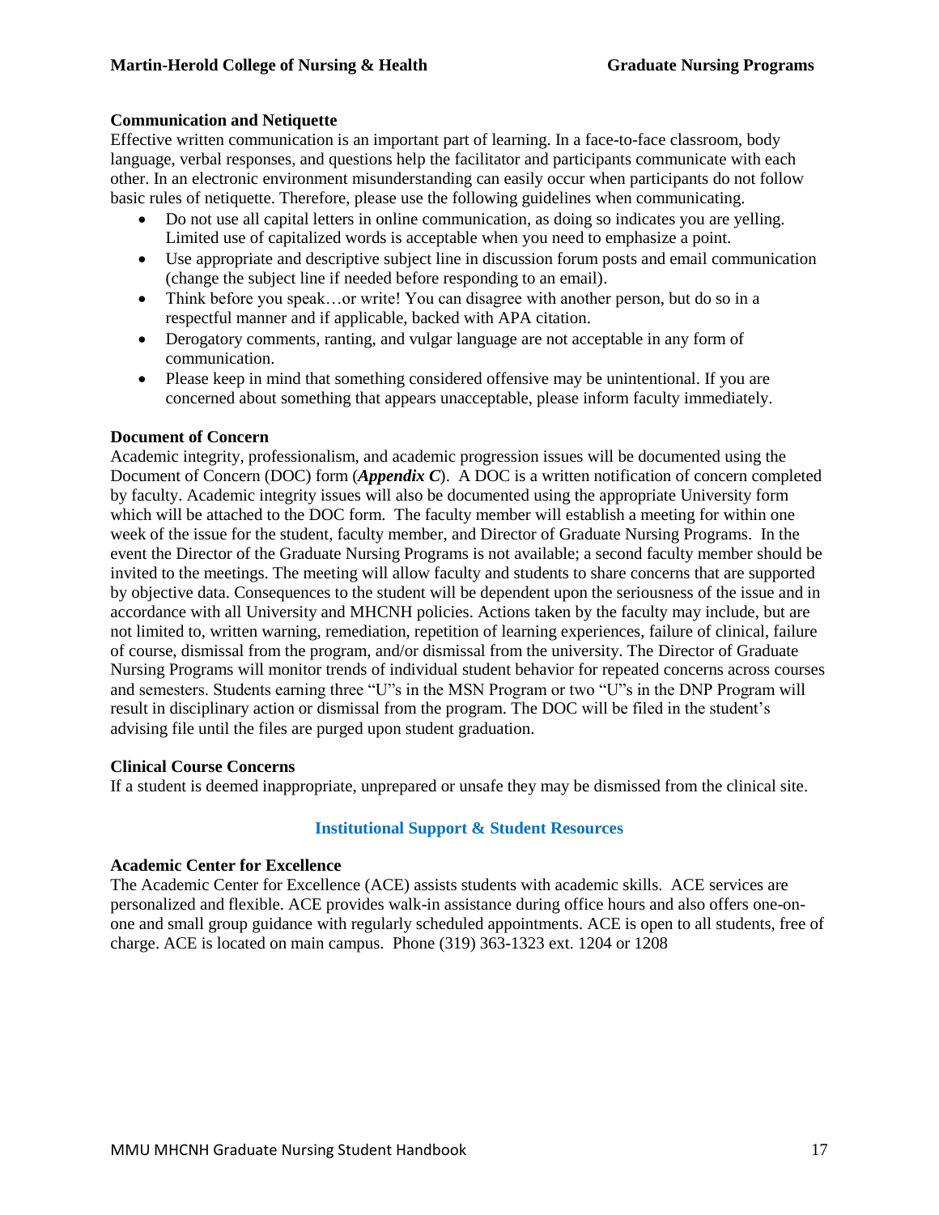### Communication and Netiquette

Effective written communication is an important part of learning. In a face-to-face classroom, body language, verbal responses, and questions help the facilitator and participants communicate with each other. In an electronic environment misunderstanding can easily occur when participants do not follow basic rules of netiquette. Therefore, please use the following guidelines when communicating.

- Do not use all capital letters in online communication, as doing so indicates you are yelling. Limited use of capitalized words is acceptable when you need to emphasize a point.
- Use appropriate and descriptive subject line in discussion forum posts and email communication (change the subject line if needed before responding to an email).
- Think before you speak…or write! You can disagree with another person, but do so in a respectful manner and if applicable, backed with APA citation.
- Derogatory comments, ranting, and vulgar language are not acceptable in any form of communication.
- Please keep in mind that something considered offensive may be unintentional. If you are concerned about something that appears unacceptable, please inform faculty immediately.

### Document of Concern

Academic integrity, professionalism, and academic progression issues will be documented using the Document of Concern (DOC) form (***Appendix C***). A DOC is a written notification of concern completed by faculty. Academic integrity issues will also be documented using the appropriate University form which will be attached to the DOC form. The faculty member will establish a meeting for within one week of the issue for the student, faculty member, and Director of Graduate Nursing Programs. In the event the Director of the Graduate Nursing Programs is not available; a second faculty member should be invited to the meetings. The meeting will allow faculty and students to share concerns that are supported by objective data. Consequences to the student will be dependent upon the seriousness of the issue and in accordance with all University and MHCNH policies. Actions taken by the faculty may include, but are not limited to, written warning, remediation, repetition of learning experiences, failure of clinical, failure of course, dismissal from the program, and/or dismissal from the university. The Director of Graduate Nursing Programs will monitor trends of individual student behavior for repeated concerns across courses and semesters. Students earning three "U"s in the MSN Program or two "U"s in the DNP Program will result in disciplinary action or dismissal from the program. The DOC will be filed in the student's advising file until the files are purged upon student graduation.

### Clinical Course Concerns

If a student is deemed inappropriate, unprepared or unsafe they may be dismissed from the clinical site.

## Institutional Support & Student Resources

### Academic Center for Excellence

The Academic Center for Excellence (ACE) assists students with academic skills. ACE services are personalized and flexible. ACE provides walk-in assistance during office hours and also offers one-on-one and small group guidance with regularly scheduled appointments. ACE is open to all students, free of charge. ACE is located on main campus. Phone (319) 363-1323 ext. 1204 or 1208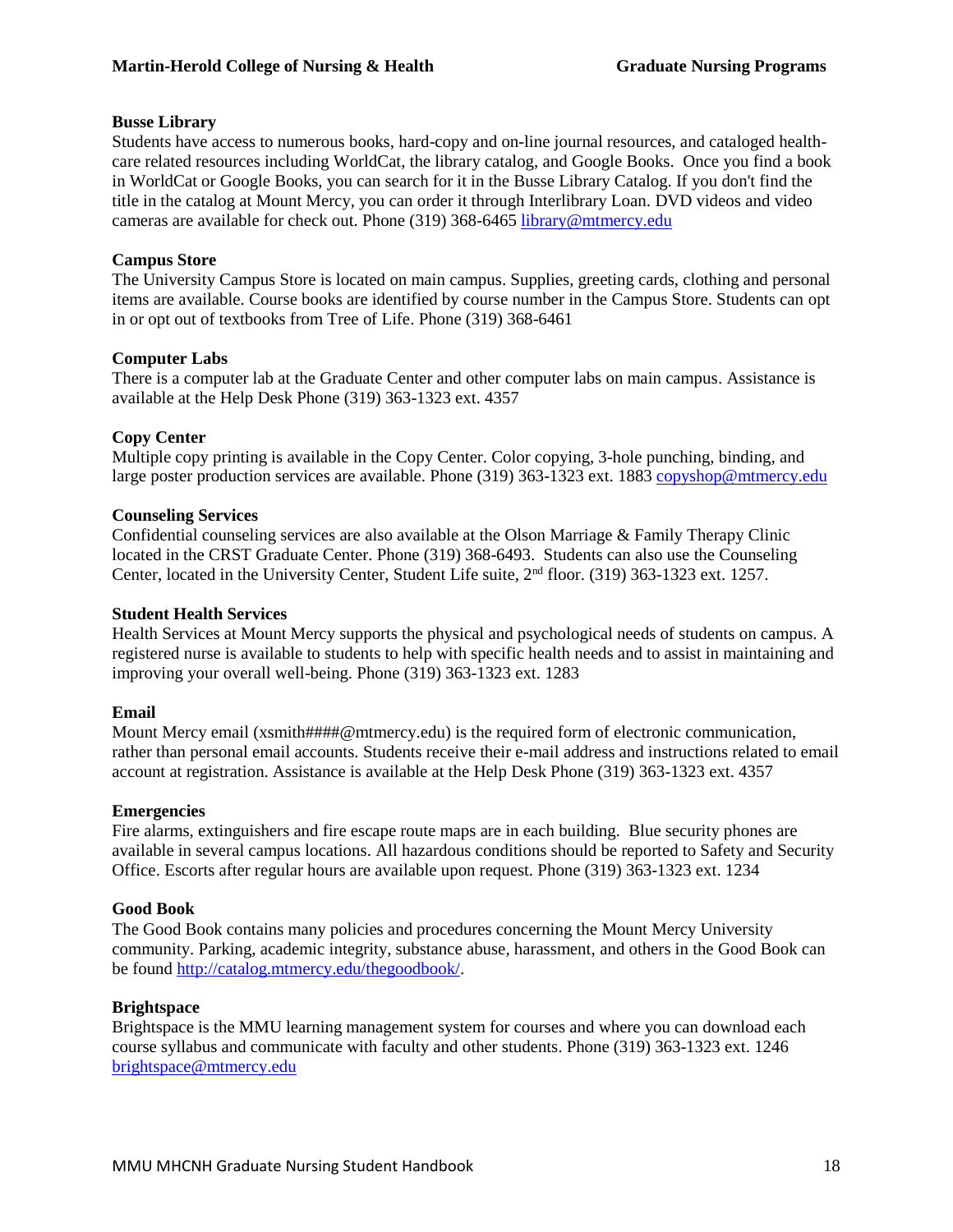**Busse Library**
Students have access to numerous books, hard-copy and on-line journal resources, and cataloged health-care related resources including WorldCat, the library catalog, and Google Books. Once you find a book in WorldCat or Google Books, you can search for it in the Busse Library Catalog. If you don't find the title in the catalog at Mount Mercy, you can order it through Interlibrary Loan. DVD videos and video cameras are available for check out. Phone (319) 368-6465 library@mtmercy.edu

**Campus Store**
The University Campus Store is located on main campus. Supplies, greeting cards, clothing and personal items are available. Course books are identified by course number in the Campus Store. Students can opt in or opt out of textbooks from Tree of Life. Phone (319) 368-6461

**Computer Labs**
There is a computer lab at the Graduate Center and other computer labs on main campus. Assistance is available at the Help Desk Phone (319) 363-1323 ext. 4357

**Copy Center**
Multiple copy printing is available in the Copy Center. Color copying, 3-hole punching, binding, and large poster production services are available. Phone (319) 363-1323 ext. 1883 copyshop@mtmercy.edu

**Counseling Services**
Confidential counseling services are also available at the Olson Marriage & Family Therapy Clinic located in the CRST Graduate Center. Phone (319) 368-6493. Students can also use the Counseling Center, located in the University Center, Student Life suite, 2nd floor. (319) 363-1323 ext. 1257.

**Student Health Services**
Health Services at Mount Mercy supports the physical and psychological needs of students on campus. A registered nurse is available to students to help with specific health needs and to assist in maintaining and improving your overall well-being. Phone (319) 363-1323 ext. 1283

**Email**
Mount Mercy email (xsmith####@mtmercy.edu) is the required form of electronic communication, rather than personal email accounts. Students receive their e-mail address and instructions related to email account at registration. Assistance is available at the Help Desk Phone (319) 363-1323 ext. 4357

**Emergencies**
Fire alarms, extinguishers and fire escape route maps are in each building. Blue security phones are available in several campus locations. All hazardous conditions should be reported to Safety and Security Office. Escorts after regular hours are available upon request. Phone (319) 363-1323 ext. 1234

**Good Book**
The Good Book contains many policies and procedures concerning the Mount Mercy University community. Parking, academic integrity, substance abuse, harassment, and others in the Good Book can be found http://catalog.mtmercy.edu/thegoodbook/.

**Brightspace**
Brightspace is the MMU learning management system for courses and where you can download each course syllabus and communicate with faculty and other students. Phone (319) 363-1323 ext. 1246 brightspace@mtmercy.edu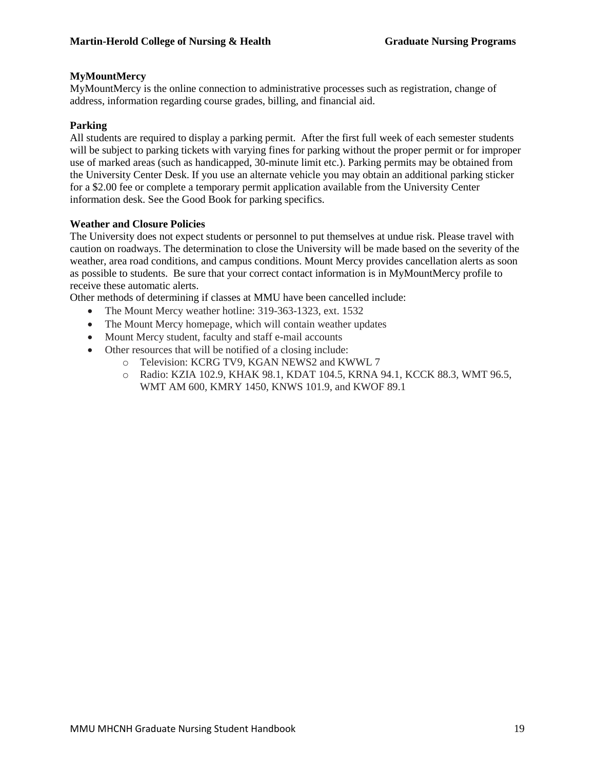**MyMountMercy**

MyMountMercy is the online connection to administrative processes such as registration, change of address, information regarding course grades, billing, and financial aid.

**Parking**

All students are required to display a parking permit. After the first full week of each semester students will be subject to parking tickets with varying fines for parking without the proper permit or for improper use of marked areas (such as handicapped, 30-minute limit etc.). Parking permits may be obtained from the University Center Desk. If you use an alternate vehicle you may obtain an additional parking sticker for a $2.00 fee or complete a temporary permit application available from the University Center information desk. See the Good Book for parking specifics.

**Weather and Closure Policies**

The University does not expect students or personnel to put themselves at undue risk. Please travel with caution on roadways. The determination to close the University will be made based on the severity of the weather, area road conditions, and campus conditions. Mount Mercy provides cancellation alerts as soon as possible to students. Be sure that your correct contact information is in MyMountMercy profile to receive these automatic alerts.

Other methods of determining if classes at MMU have been cancelled include:

- The Mount Mercy weather hotline: 319-363-1323, ext. 1532
- The Mount Mercy homepage, which will contain weather updates
- Mount Mercy student, faculty and staff e-mail accounts
- Other resources that will be notified of a closing include:
  - Television: KCRG TV9, KGAN NEWS2 and KWWL 7
  - Radio: KZIA 102.9, KHAK 98.1, KDAT 104.5, KRNA 94.1, KCCK 88.3, WMT 96.5, WMT AM 600, KMRY 1450, KNWS 101.9, and KWOF 89.1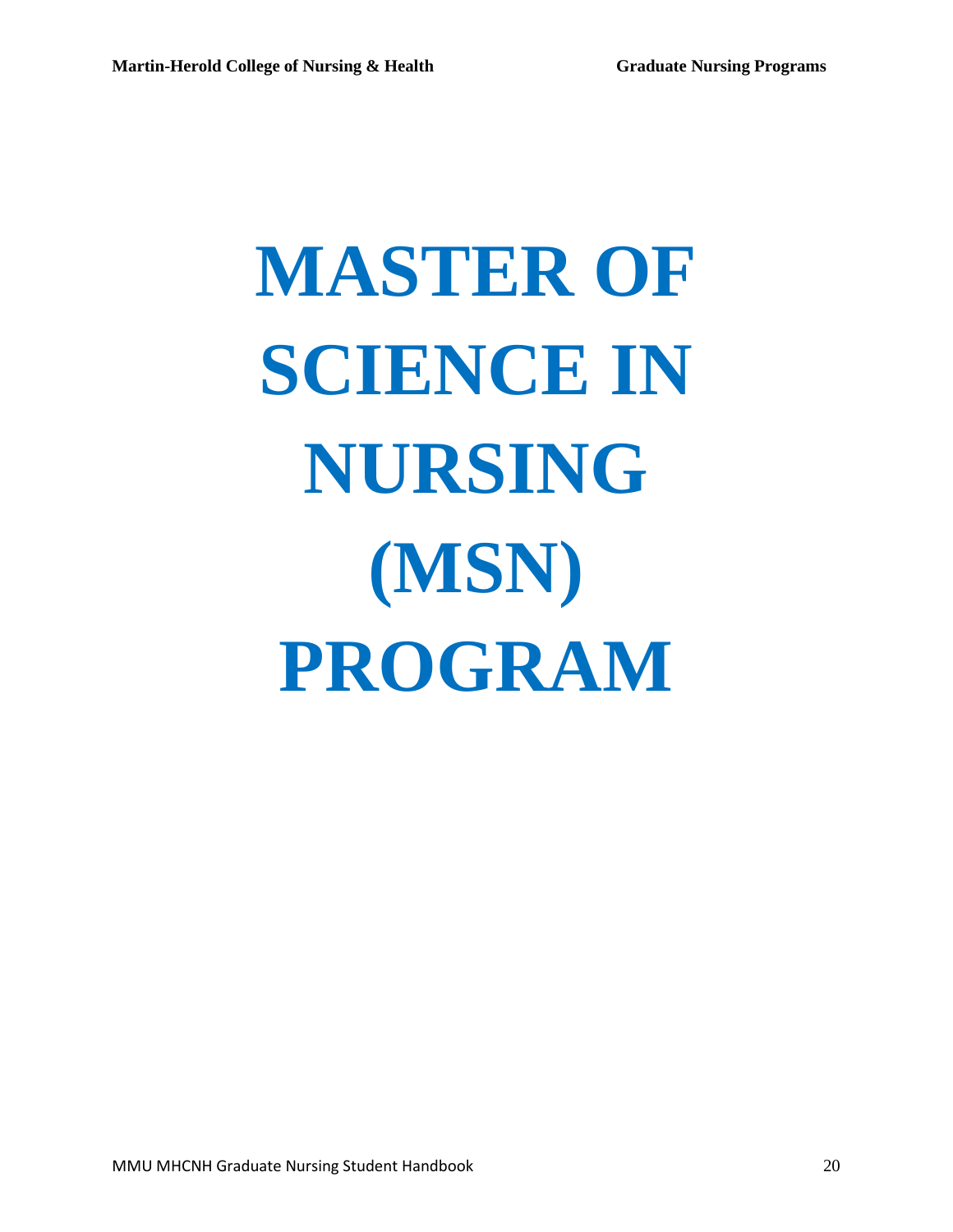# MASTER OF SCIENCE IN NURSING (MSN) PROGRAM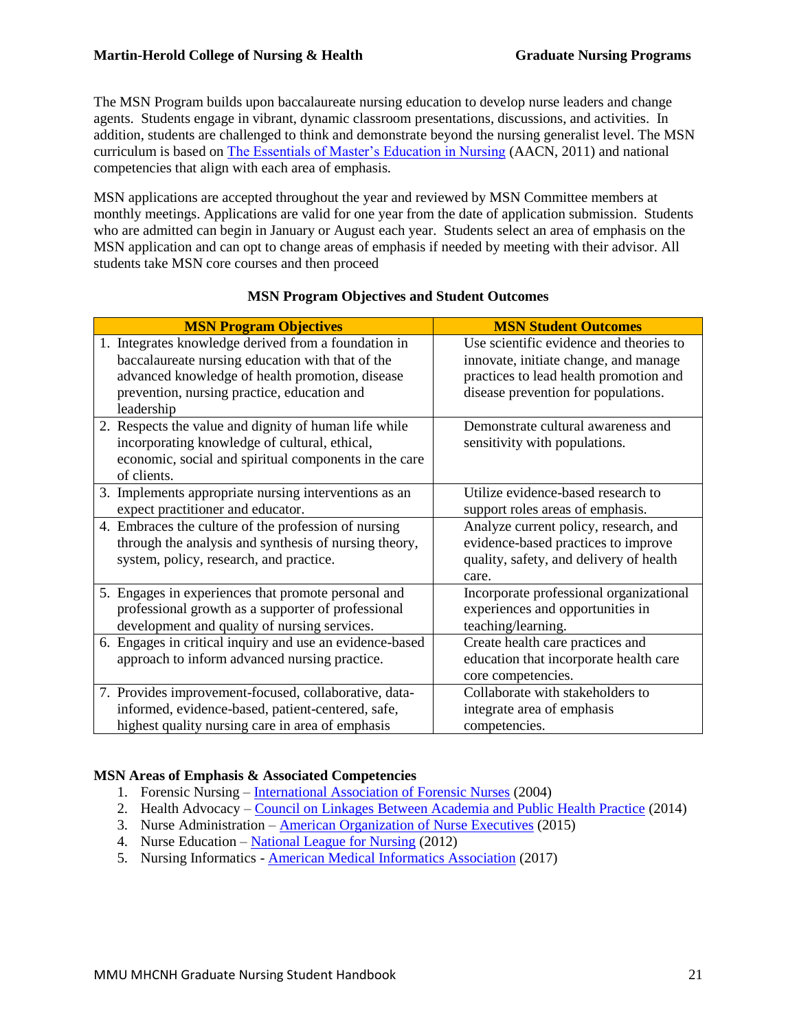The MSN Program builds upon baccalaureate nursing education to develop nurse leaders and change agents. Students engage in vibrant, dynamic classroom presentations, discussions, and activities. In addition, students are challenged to think and demonstrate beyond the nursing generalist level. The MSN curriculum is based on [The Essentials of Master's Education in Nursing](#) (AACN, 2011) and national competencies that align with each area of emphasis.

MSN applications are accepted throughout the year and reviewed by MSN Committee members at monthly meetings. Applications are valid for one year from the date of application submission. Students who are admitted can begin in January or August each year. Students select an area of emphasis on the MSN application and can opt to change areas of emphasis if needed by meeting with their advisor. All students take MSN core courses and then proceed

### MSN Program Objectives and Student Outcomes

| MSN Program Objectives | MSN Student Outcomes |
|---|---|
| 1. Integrates knowledge derived from a foundation in baccalaureate nursing education with that of the advanced knowledge of health promotion, disease prevention, nursing practice, education and leadership | Use scientific evidence and theories to innovate, initiate change, and manage practices to lead health promotion and disease prevention for populations. |
| 2. Respects the value and dignity of human life while incorporating knowledge of cultural, ethical, economic, social and spiritual components in the care of clients. | Demonstrate cultural awareness and sensitivity with populations. |
| 3. Implements appropriate nursing interventions as an expect practitioner and educator. | Utilize evidence-based research to support roles areas of emphasis. |
| 4. Embraces the culture of the profession of nursing through the analysis and synthesis of nursing theory, system, policy, research, and practice. | Analyze current policy, research, and evidence-based practices to improve quality, safety, and delivery of health care. |
| 5. Engages in experiences that promote personal and professional growth as a supporter of professional development and quality of nursing services. | Incorporate professional organizational experiences and opportunities in teaching/learning. |
| 6. Engages in critical inquiry and use an evidence-based approach to inform advanced nursing practice. | Create health care practices and education that incorporate health care core competencies. |
| 7. Provides improvement-focused, collaborative, data-informed, evidence-based, patient-centered, safe, highest quality nursing care in area of emphasis | Collaborate with stakeholders to integrate area of emphasis competencies. |

**MSN Areas of Emphasis & Associated Competencies**

1. Forensic Nursing – [International Association of Forensic Nurses](#) (2004)
2. Health Advocacy – [Council on Linkages Between Academia and Public Health Practice](#) (2014)
3. Nurse Administration – [American Organization of Nurse Executives](#) (2015)
4. Nurse Education – [National League for Nursing](#) (2012)
5. Nursing Informatics - [American Medical Informatics Association](#) (2017)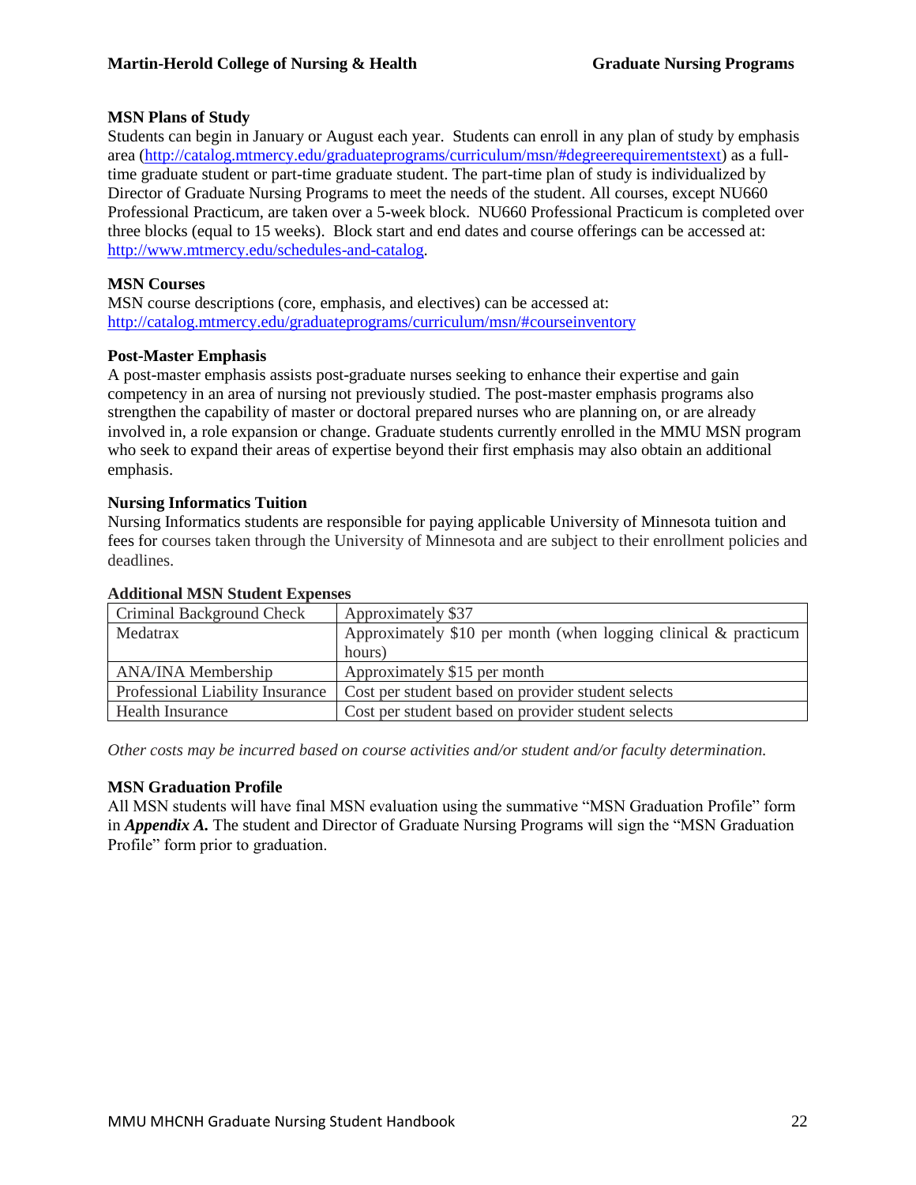### MSN Plans of Study

Students can begin in January or August each year. Students can enroll in any plan of study by emphasis area (http://catalog.mtmercy.edu/graduateprograms/curriculum/msn/#degreerequirementstext) as a full-time graduate student or part-time graduate student. The part-time plan of study is individualized by Director of Graduate Nursing Programs to meet the needs of the student. All courses, except NU660 Professional Practicum, are taken over a 5-week block. NU660 Professional Practicum is completed over three blocks (equal to 15 weeks). Block start and end dates and course offerings can be accessed at: http://www.mtmercy.edu/schedules-and-catalog.

### MSN Courses

MSN course descriptions (core, emphasis, and electives) can be accessed at: http://catalog.mtmercy.edu/graduateprograms/curriculum/msn/#courseinventory

### Post-Master Emphasis

A post-master emphasis assists post-graduate nurses seeking to enhance their expertise and gain competency in an area of nursing not previously studied. The post-master emphasis programs also strengthen the capability of master or doctoral prepared nurses who are planning on, or are already involved in, a role expansion or change. Graduate students currently enrolled in the MMU MSN program who seek to expand their areas of expertise beyond their first emphasis may also obtain an additional emphasis.

### Nursing Informatics Tuition

Nursing Informatics students are responsible for paying applicable University of Minnesota tuition and fees for courses taken through the University of Minnesota and are subject to their enrollment policies and deadlines.

**Additional MSN Student Expenses**

| Criminal Background Check | Approximately $37 |
|---|---|
| Medatrax | Approximately $10 per month (when logging clinical & practicum hours) |
| ANA/INA Membership | Approximately $15 per month |
| Professional Liability Insurance | Cost per student based on provider student selects |
| Health Insurance | Cost per student based on provider student selects |

*Other costs may be incurred based on course activities and/or student and/or faculty determination.*

### MSN Graduation Profile

All MSN students will have final MSN evaluation using the summative "MSN Graduation Profile" form in ***Appendix A.*** The student and Director of Graduate Nursing Programs will sign the "MSN Graduation Profile" form prior to graduation.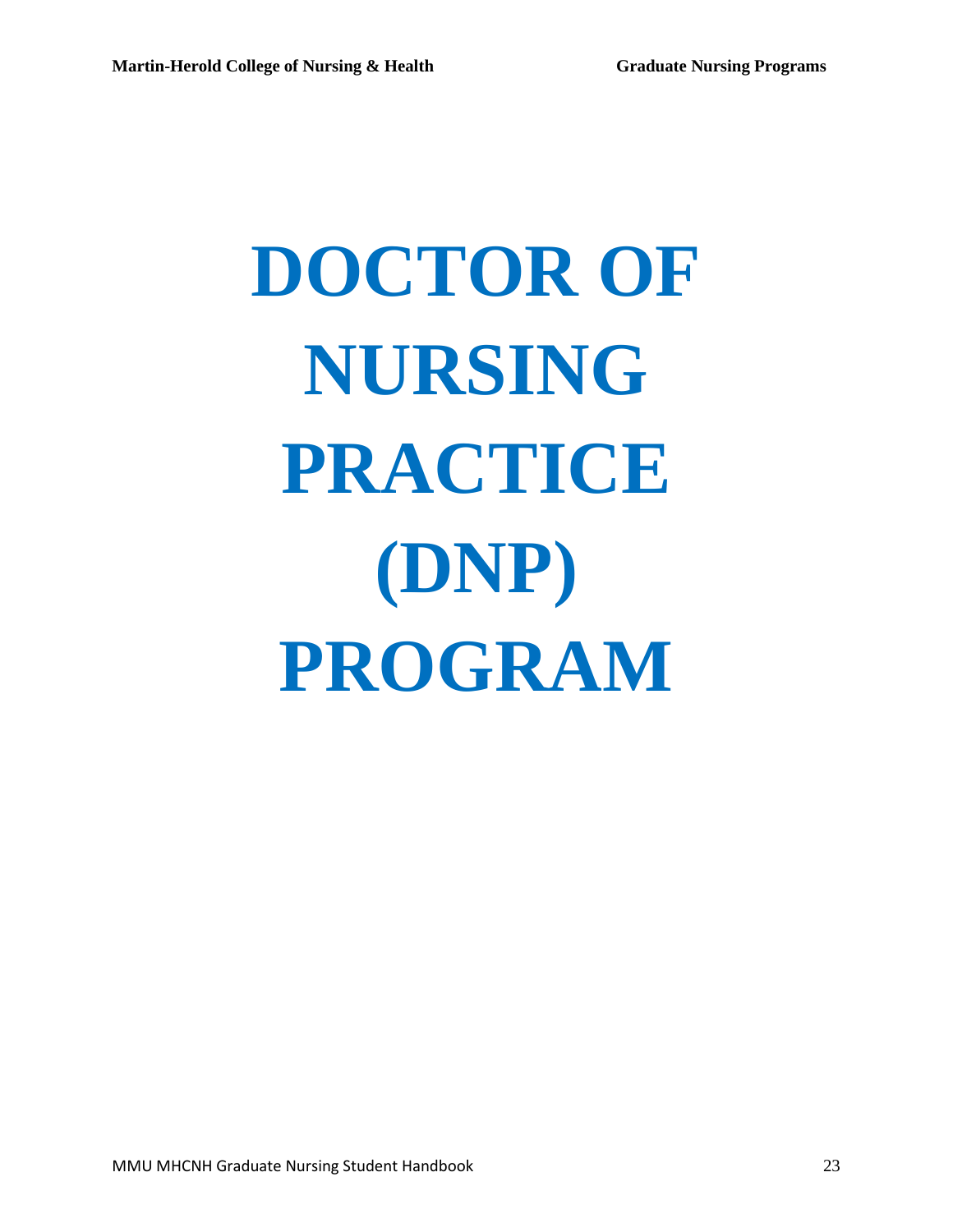# DOCTOR OF NURSING PRACTICE (DNP) PROGRAM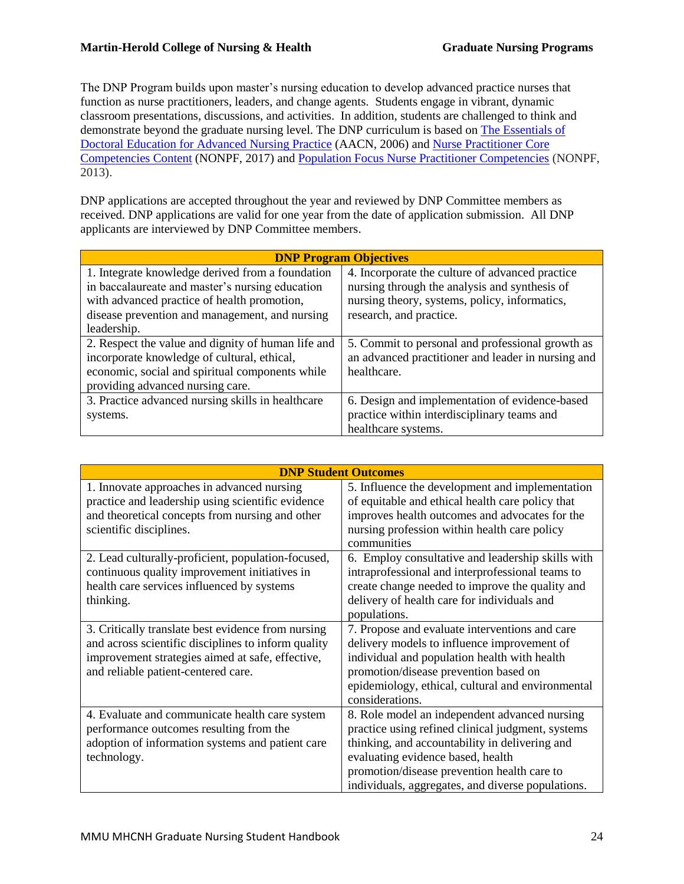The DNP Program builds upon master's nursing education to develop advanced practice nurses that function as nurse practitioners, leaders, and change agents. Students engage in vibrant, dynamic classroom presentations, discussions, and activities. In addition, students are challenged to think and demonstrate beyond the graduate nursing level. The DNP curriculum is based on The Essentials of Doctoral Education for Advanced Nursing Practice (AACN, 2006) and Nurse Practitioner Core Competencies Content (NONPF, 2017) and Population Focus Nurse Practitioner Competencies (NONPF, 2013).

DNP applications are accepted throughout the year and reviewed by DNP Committee members as received. DNP applications are valid for one year from the date of application submission. All DNP applicants are interviewed by DNP Committee members.

| DNP Program Objectives | |
|---|---|
| 1. Integrate knowledge derived from a foundation in baccalaureate and master's nursing education with advanced practice of health promotion, disease prevention and management, and nursing leadership. | 4. Incorporate the culture of advanced practice nursing through the analysis and synthesis of nursing theory, systems, policy, informatics, research, and practice. |
| 2. Respect the value and dignity of human life and incorporate knowledge of cultural, ethical, economic, social and spiritual components while providing advanced nursing care. | 5. Commit to personal and professional growth as an advanced practitioner and leader in nursing and healthcare. |
| 3. Practice advanced nursing skills in healthcare systems. | 6. Design and implementation of evidence-based practice within interdisciplinary teams and healthcare systems. |

| DNP Student Outcomes | |
|---|---|
| 1. Innovate approaches in advanced nursing practice and leadership using scientific evidence and theoretical concepts from nursing and other scientific disciplines. | 5. Influence the development and implementation of equitable and ethical health care policy that improves health outcomes and advocates for the nursing profession within health care policy communities |
| 2. Lead culturally-proficient, population-focused, continuous quality improvement initiatives in health care services influenced by systems thinking. | 6. Employ consultative and leadership skills with intraprofessional and interprofessional teams to create change needed to improve the quality and delivery of health care for individuals and populations. |
| 3. Critically translate best evidence from nursing and across scientific disciplines to inform quality improvement strategies aimed at safe, effective, and reliable patient-centered care. | 7. Propose and evaluate interventions and care delivery models to influence improvement of individual and population health with health promotion/disease prevention based on epidemiology, ethical, cultural and environmental considerations. |
| 4. Evaluate and communicate health care system performance outcomes resulting from the adoption of information systems and patient care technology. | 8. Role model an independent advanced nursing practice using refined clinical judgment, systems thinking, and accountability in delivering and evaluating evidence based, health promotion/disease prevention health care to individuals, aggregates, and diverse populations. |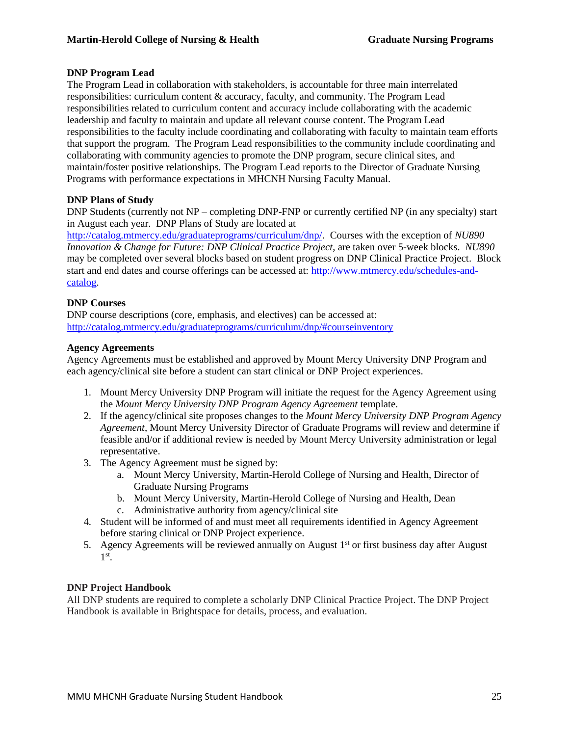### DNP Program Lead

The Program Lead in collaboration with stakeholders, is accountable for three main interrelated responsibilities: curriculum content & accuracy, faculty, and community. The Program Lead responsibilities related to curriculum content and accuracy include collaborating with the academic leadership and faculty to maintain and update all relevant course content. The Program Lead responsibilities to the faculty include coordinating and collaborating with faculty to maintain team efforts that support the program. The Program Lead responsibilities to the community include coordinating and collaborating with community agencies to promote the DNP program, secure clinical sites, and maintain/foster positive relationships. The Program Lead reports to the Director of Graduate Nursing Programs with performance expectations in MHCNH Nursing Faculty Manual.

### DNP Plans of Study

DNP Students (currently not NP – completing DNP-FNP or currently certified NP (in any specialty) start in August each year. DNP Plans of Study are located at [http://catalog.mtmercy.edu/graduateprograms/curriculum/dnp/](http://catalog.mtmercy.edu/graduateprograms/curriculum/dnp/). Courses with the exception of *NU890 Innovation & Change for Future: DNP Clinical Practice Project*, are taken over 5-week blocks. *NU890* may be completed over several blocks based on student progress on DNP Clinical Practice Project. Block start and end dates and course offerings can be accessed at: [http://www.mtmercy.edu/schedules-and-catalog](http://www.mtmercy.edu/schedules-and-catalog).

### DNP Courses

DNP course descriptions (core, emphasis, and electives) can be accessed at: [http://catalog.mtmercy.edu/graduateprograms/curriculum/dnp/#courseinventory](http://catalog.mtmercy.edu/graduateprograms/curriculum/dnp/#courseinventory)

### Agency Agreements

Agency Agreements must be established and approved by Mount Mercy University DNP Program and each agency/clinical site before a student can start clinical or DNP Project experiences.

1. Mount Mercy University DNP Program will initiate the request for the Agency Agreement using the *Mount Mercy University DNP Program Agency Agreement* template.
2. If the agency/clinical site proposes changes to the *Mount Mercy University DNP Program Agency Agreement*, Mount Mercy University Director of Graduate Programs will review and determine if feasible and/or if additional review is needed by Mount Mercy University administration or legal representative.
3. The Agency Agreement must be signed by:
   a. Mount Mercy University, Martin-Herold College of Nursing and Health, Director of Graduate Nursing Programs
   b. Mount Mercy University, Martin-Herold College of Nursing and Health, Dean
   c. Administrative authority from agency/clinical site
4. Student will be informed of and must meet all requirements identified in Agency Agreement before staring clinical or DNP Project experience.
5. Agency Agreements will be reviewed annually on August 1st or first business day after August 1st.

### DNP Project Handbook

All DNP students are required to complete a scholarly DNP Clinical Practice Project. The DNP Project Handbook is available in Brightspace for details, process, and evaluation.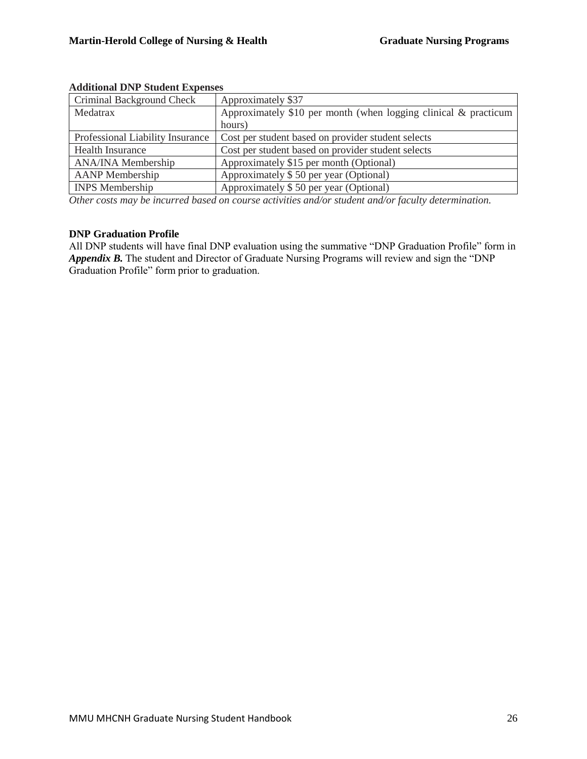**Additional DNP Student Expenses**

| | |
|---|---|
| Criminal Background Check | Approximately $37 |
| Medatrax | Approximately $10 per month (when logging clinical & practicum hours) |
| Professional Liability Insurance | Cost per student based on provider student selects |
| Health Insurance | Cost per student based on provider student selects |
| ANA/INA Membership | Approximately $15 per month (Optional) |
| AANP Membership | Approximately $ 50 per year (Optional) |
| INPS Membership | Approximately $ 50 per year (Optional) |

*Other costs may be incurred based on course activities and/or student and/or faculty determination.*

**DNP Graduation Profile**

All DNP students will have final DNP evaluation using the summative "DNP Graduation Profile" form in ***Appendix B.*** The student and Director of Graduate Nursing Programs will review and sign the "DNP Graduation Profile" form prior to graduation.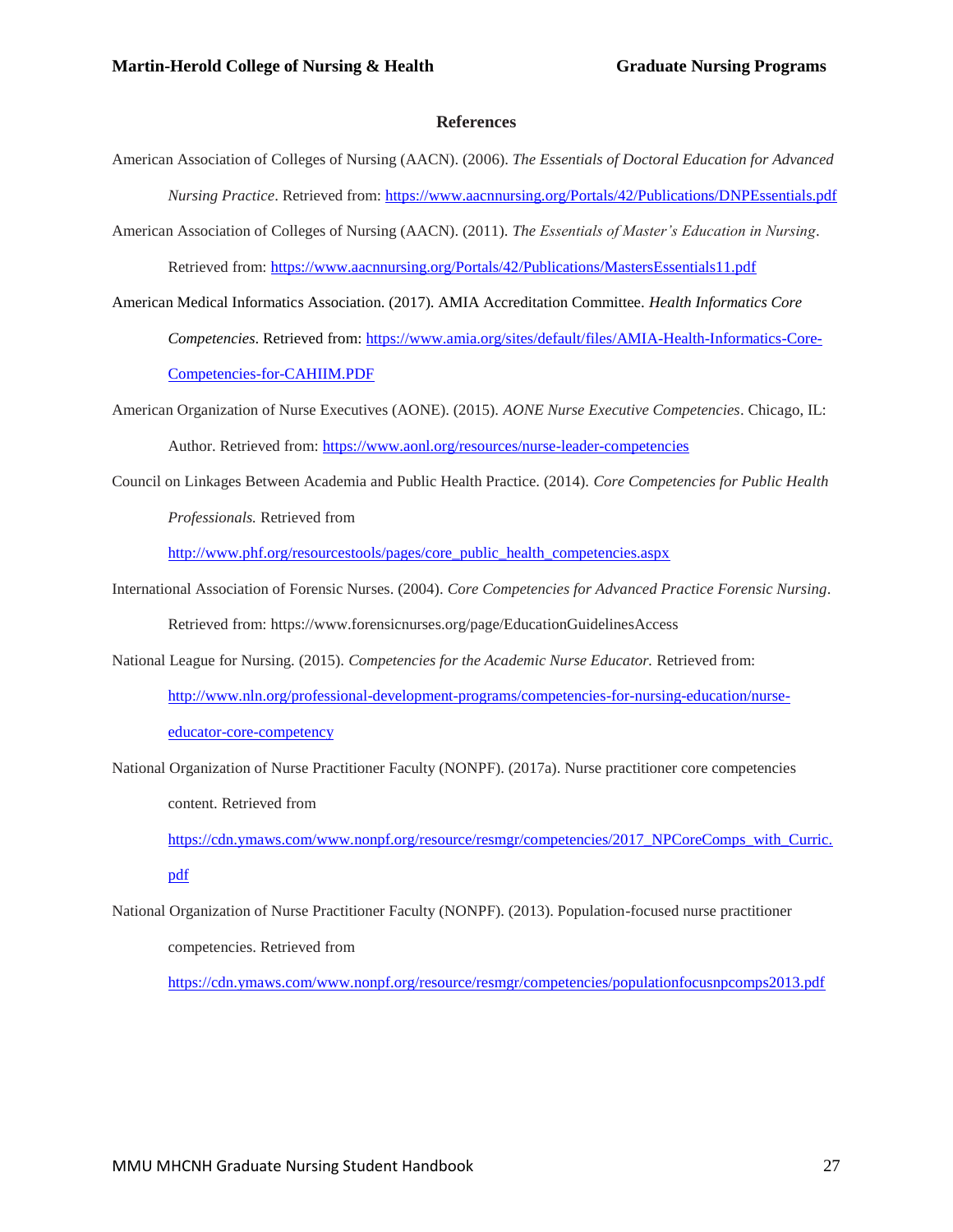## References

American Association of Colleges of Nursing (AACN). (2006). *The Essentials of Doctoral Education for Advanced Nursing Practice*. Retrieved from: https://www.aacnnursing.org/Portals/42/Publications/DNPEssentials.pdf

American Association of Colleges of Nursing (AACN). (2011). *The Essentials of Master's Education in Nursing*. Retrieved from: https://www.aacnnursing.org/Portals/42/Publications/MastersEssentials11.pdf

American Medical Informatics Association. (2017). AMIA Accreditation Committee. *Health Informatics Core Competencies*. Retrieved from: https://www.amia.org/sites/default/files/AMIA-Health-Informatics-Core-Competencies-for-CAHIIM.PDF

American Organization of Nurse Executives (AONE). (2015). *AONE Nurse Executive Competencies*. Chicago, IL: Author. Retrieved from: https://www.aonl.org/resources/nurse-leader-competencies

Council on Linkages Between Academia and Public Health Practice. (2014). *Core Competencies for Public Health Professionals.* Retrieved from http://www.phf.org/resourcestools/pages/core_public_health_competencies.aspx

International Association of Forensic Nurses. (2004). *Core Competencies for Advanced Practice Forensic Nursing*. Retrieved from: https://www.forensicnurses.org/page/EducationGuidelinesAccess

National League for Nursing. (2015). *Competencies for the Academic Nurse Educator.* Retrieved from: http://www.nln.org/professional-development-programs/competencies-for-nursing-education/nurse-educator-core-competency

National Organization of Nurse Practitioner Faculty (NONPF). (2017a). Nurse practitioner core competencies content. Retrieved from https://cdn.ymaws.com/www.nonpf.org/resource/resmgr/competencies/2017_NPCoreComps_with_Curric.pdf

National Organization of Nurse Practitioner Faculty (NONPF). (2013). Population-focused nurse practitioner competencies. Retrieved from https://cdn.ymaws.com/www.nonpf.org/resource/resmgr/competencies/populationfocusnpcomps2013.pdf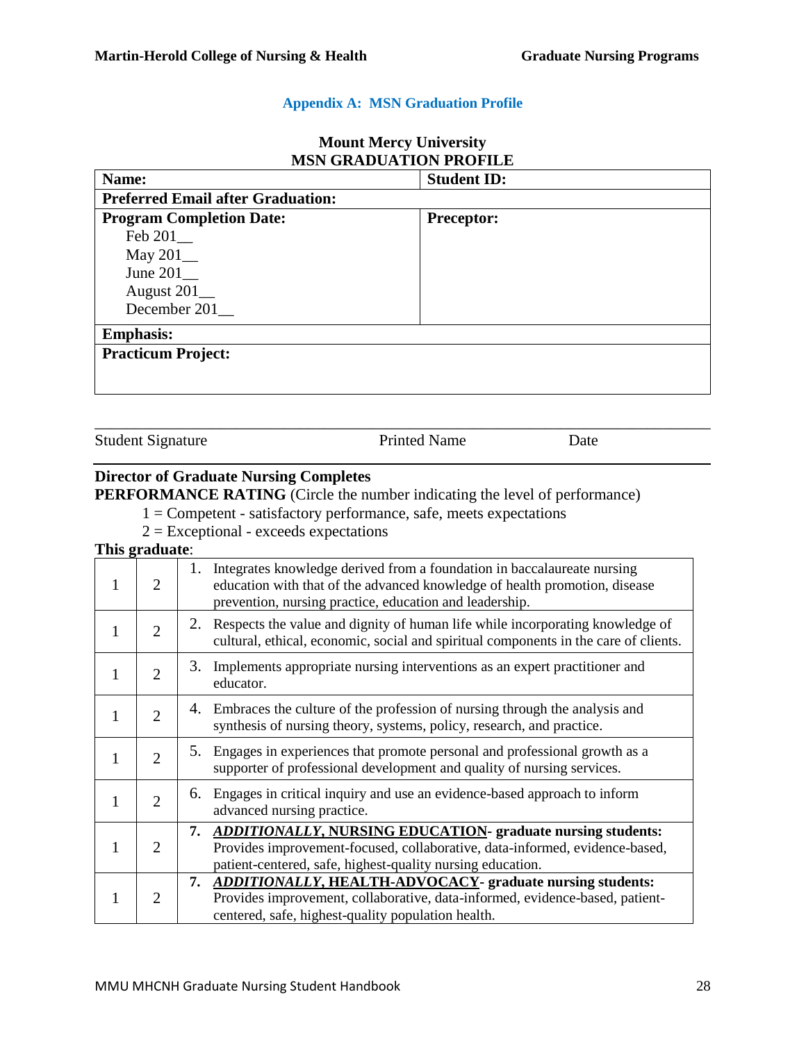## Appendix A: MSN Graduation Profile

**Mount Mercy University**
**MSN GRADUATION PROFILE**

| | |
|---|---|
| **Name:** | **Student ID:** |
| **Preferred Email after Graduation:** | |
| **Program Completion Date:**<br>Feb 201__<br>May 201__<br>June 201__<br>August 201__<br>December 201__ | **Preceptor:** |
| **Emphasis:** | |
| **Practicum Project:** | |

______________________________________________________________

Student Signature                    Printed Name                    Date

---

**Director of Graduate Nursing Completes**

**PERFORMANCE RATING** (Circle the number indicating the level of performance)

1 = Competent - satisfactory performance, safe, meets expectations
2 = Exceptional - exceeds expectations

**This graduate**:

| | | |
|---|---|---|
| 1 | 2 | 1. Integrates knowledge derived from a foundation in baccalaureate nursing education with that of the advanced knowledge of health promotion, disease prevention, nursing practice, education and leadership. |
| 1 | 2 | 2. Respects the value and dignity of human life while incorporating knowledge of cultural, ethical, economic, social and spiritual components in the care of clients. |
| 1 | 2 | 3. Implements appropriate nursing interventions as an expert practitioner and educator. |
| 1 | 2 | 4. Embraces the culture of the profession of nursing through the analysis and synthesis of nursing theory, systems, policy, research, and practice. |
| 1 | 2 | 5. Engages in experiences that promote personal and professional growth as a supporter of professional development and quality of nursing services. |
| 1 | 2 | 6. Engages in critical inquiry and use an evidence-based approach to inform advanced nursing practice. |
| 1 | 2 | **7. *ADDITIONALLY*, NURSING EDUCATION- graduate nursing students:** Provides improvement-focused, collaborative, data-informed, evidence-based, patient-centered, safe, highest-quality nursing education. |
| 1 | 2 | **7. *ADDITIONALLY*, HEALTH-ADVOCACY- graduate nursing students:** Provides improvement, collaborative, data-informed, evidence-based, patient-centered, safe, highest-quality population health. |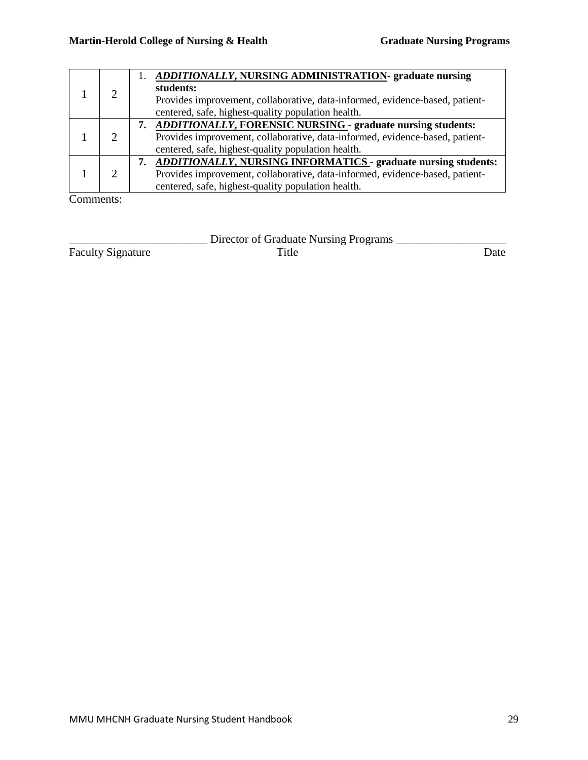| | | |
|---|---|---|
| 1 | 2 | 1. ***ADDITIONALLY*, NURSING ADMINISTRATION- graduate nursing students:** Provides improvement, collaborative, data-informed, evidence-based, patient-centered, safe, highest-quality population health. |
| 1 | 2 | **7. *ADDITIONALLY*, FORENSIC NURSING - graduate nursing students:** Provides improvement, collaborative, data-informed, evidence-based, patient-centered, safe, highest-quality population health. |
| 1 | 2 | **7. *ADDITIONALLY*, NURSING INFORMATICS - graduate nursing students:** Provides improvement, collaborative, data-informed, evidence-based, patient-centered, safe, highest-quality population health. |

Comments:

________________________ Director of Graduate Nursing Programs ___________________

Faculty Signature Title Date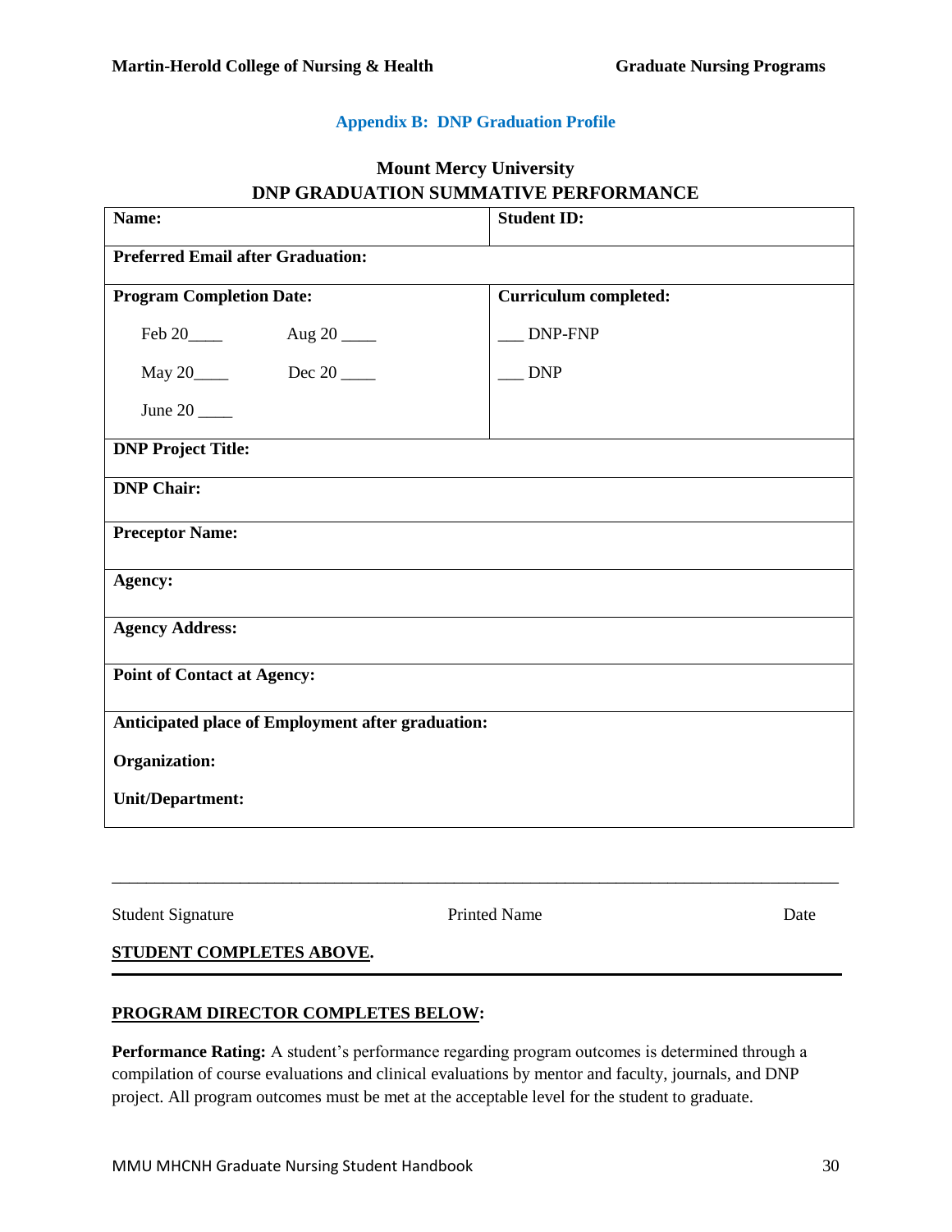## Appendix B: DNP Graduation Profile

### Mount Mercy University
### DNP GRADUATION SUMMATIVE PERFORMANCE

| | |
|---|---|
| **Name:** | **Student ID:** |
| **Preferred Email after Graduation:** | |
| **Program Completion Date:**<br><br>Feb 20____ Aug 20 ____<br><br>May 20____ Dec 20 ____<br><br>June 20 ____ | **Curriculum completed:**<br><br>___ DNP-FNP<br><br>___ DNP |
| **DNP Project Title:** | |
| **DNP Chair:** | |
| **Preceptor Name:** | |
| **Agency:** | |
| **Agency Address:** | |
| **Point of Contact at Agency:** | |
| **Anticipated place of Employment after graduation:**<br><br>**Organization:**<br><br>**Unit/Department:** | |

_______________________________________________________________________________

Student Signature Printed Name Date

**STUDENT COMPLETES ABOVE.**

---

**PROGRAM DIRECTOR COMPLETES BELOW:**

**Performance Rating:** A student's performance regarding program outcomes is determined through a compilation of course evaluations and clinical evaluations by mentor and faculty, journals, and DNP project. All program outcomes must be met at the acceptable level for the student to graduate.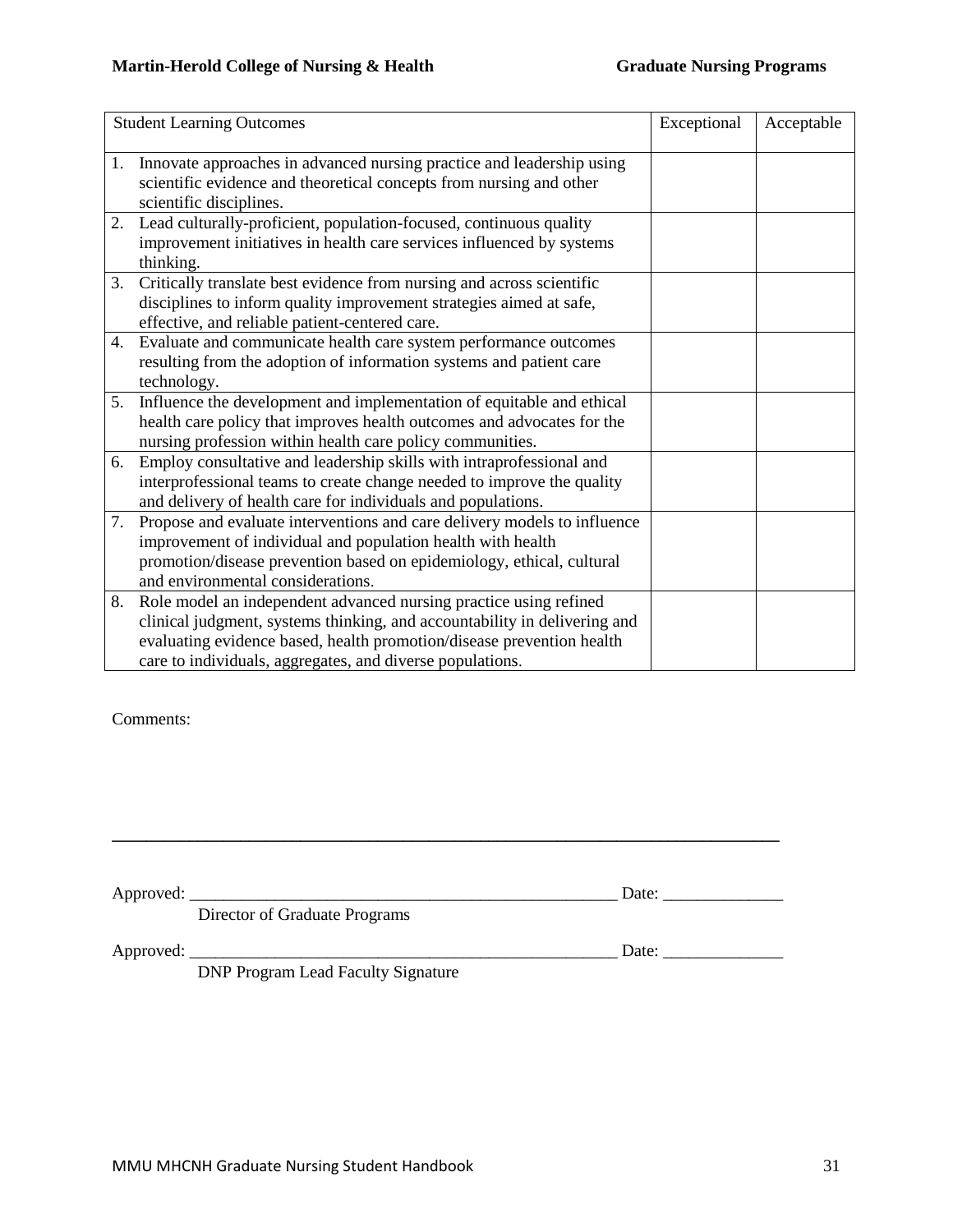| Student Learning Outcomes | Exceptional | Acceptable |
|---|---|---|
| 1. Innovate approaches in advanced nursing practice and leadership using scientific evidence and theoretical concepts from nursing and other scientific disciplines. | | |
| 2. Lead culturally-proficient, population-focused, continuous quality improvement initiatives in health care services influenced by systems thinking. | | |
| 3. Critically translate best evidence from nursing and across scientific disciplines to inform quality improvement strategies aimed at safe, effective, and reliable patient-centered care. | | |
| 4. Evaluate and communicate health care system performance outcomes resulting from the adoption of information systems and patient care technology. | | |
| 5. Influence the development and implementation of equitable and ethical health care policy that improves health outcomes and advocates for the nursing profession within health care policy communities. | | |
| 6. Employ consultative and leadership skills with intraprofessional and interprofessional teams to create change needed to improve the quality and delivery of health care for individuals and populations. | | |
| 7. Propose and evaluate interventions and care delivery models to influence improvement of individual and population health with health promotion/disease prevention based on epidemiology, ethical, cultural and environmental considerations. | | |
| 8. Role model an independent advanced nursing practice using refined clinical judgment, systems thinking, and accountability in delivering and evaluating evidence based, health promotion/disease prevention health care to individuals, aggregates, and diverse populations. | | |

Comments:

_______________________________________________________________________________

Approved: ____________________________________________________ Date: ______________
Director of Graduate Programs

Approved: ____________________________________________________ Date: ______________
DNP Program Lead Faculty Signature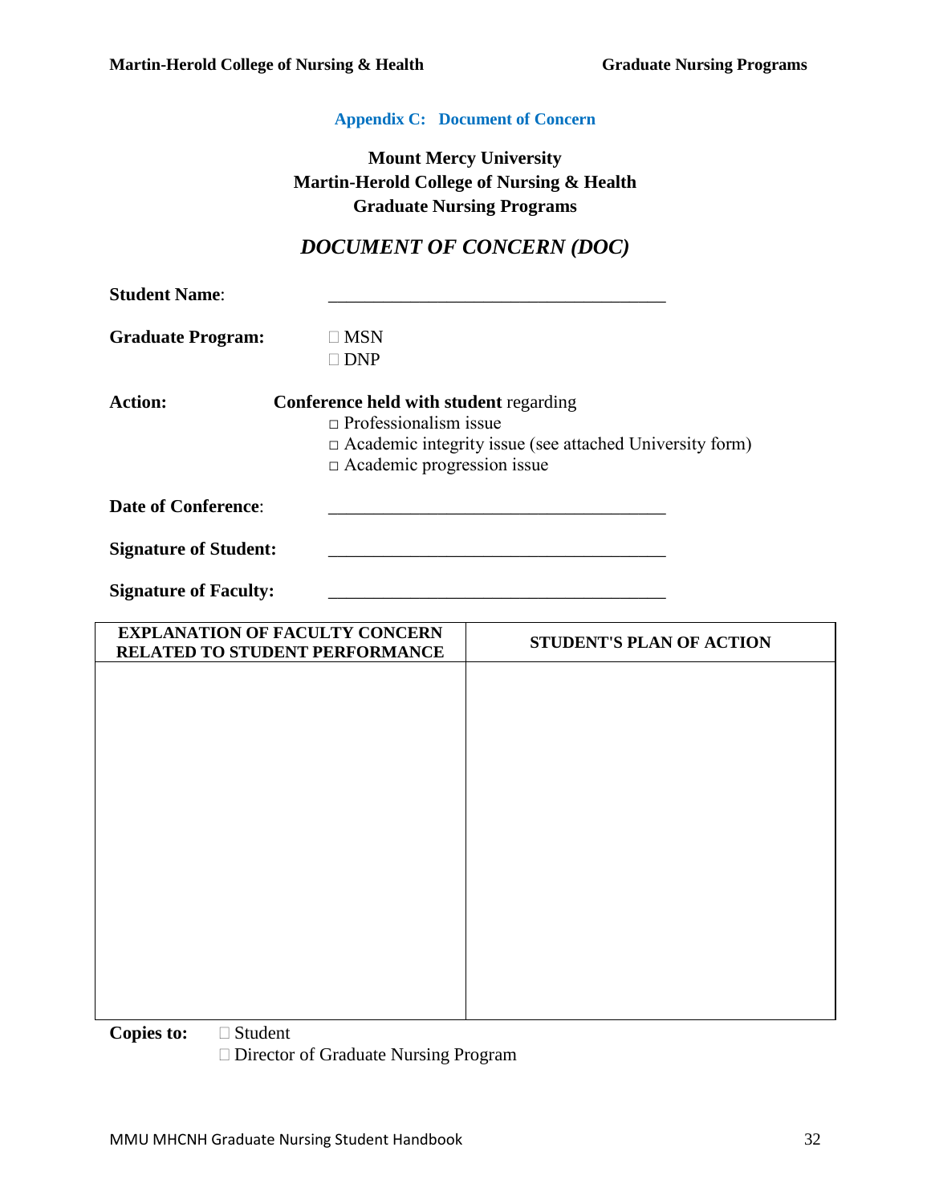## Appendix C: Document of Concern

**Mount Mercy University**
**Martin-Herold College of Nursing & Health**
**Graduate Nursing Programs**

# *DOCUMENT OF CONCERN (DOC)*

**Student Name**: ______________________________________

**Graduate Program:**
□ MSN
□ DNP

**Action:** **Conference held with student** regarding
□ Professionalism issue
□ Academic integrity issue (see attached University form)
□ Academic progression issue

**Date of Conference**: ______________________________________

**Signature of Student:** ______________________________________

**Signature of Faculty:** ______________________________________

| EXPLANATION OF FACULTY CONCERN RELATED TO STUDENT PERFORMANCE | STUDENT'S PLAN OF ACTION |
|---|---|
| | |

**Copies to:**
□ Student
□ Director of Graduate Nursing Program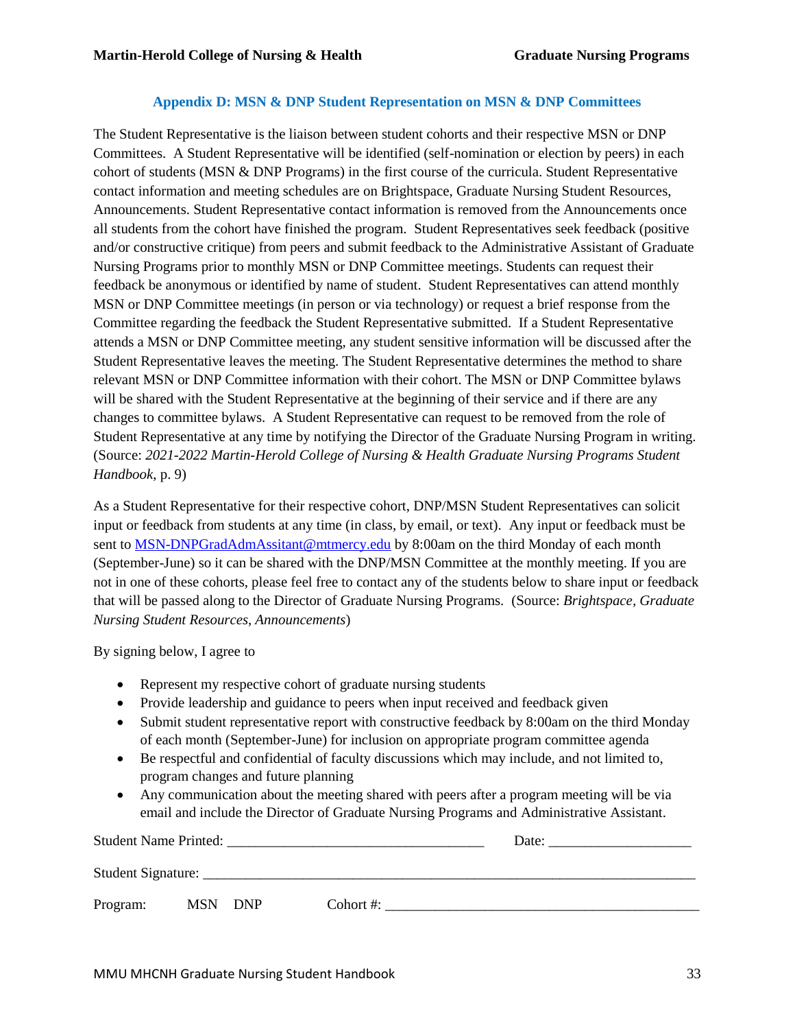## Appendix D: MSN & DNP Student Representation on MSN & DNP Committees

The Student Representative is the liaison between student cohorts and their respective MSN or DNP Committees. A Student Representative will be identified (self-nomination or election by peers) in each cohort of students (MSN & DNP Programs) in the first course of the curricula. Student Representative contact information and meeting schedules are on Brightspace, Graduate Nursing Student Resources, Announcements. Student Representative contact information is removed from the Announcements once all students from the cohort have finished the program. Student Representatives seek feedback (positive and/or constructive critique) from peers and submit feedback to the Administrative Assistant of Graduate Nursing Programs prior to monthly MSN or DNP Committee meetings. Students can request their feedback be anonymous or identified by name of student. Student Representatives can attend monthly MSN or DNP Committee meetings (in person or via technology) or request a brief response from the Committee regarding the feedback the Student Representative submitted. If a Student Representative attends a MSN or DNP Committee meeting, any student sensitive information will be discussed after the Student Representative leaves the meeting. The Student Representative determines the method to share relevant MSN or DNP Committee information with their cohort. The MSN or DNP Committee bylaws will be shared with the Student Representative at the beginning of their service and if there are any changes to committee bylaws. A Student Representative can request to be removed from the role of Student Representative at any time by notifying the Director of the Graduate Nursing Program in writing. (Source: *2021-2022 Martin-Herold College of Nursing & Health Graduate Nursing Programs Student Handbook*, p. 9)

As a Student Representative for their respective cohort, DNP/MSN Student Representatives can solicit input or feedback from students at any time (in class, by email, or text). Any input or feedback must be sent to MSN-DNPGradAdmAssitant@mtmercy.edu by 8:00am on the third Monday of each month (September-June) so it can be shared with the DNP/MSN Committee at the monthly meeting. If you are not in one of these cohorts, please feel free to contact any of the students below to share input or feedback that will be passed along to the Director of Graduate Nursing Programs. (Source: *Brightspace, Graduate Nursing Student Resources, Announcements*)

By signing below, I agree to

- Represent my respective cohort of graduate nursing students
- Provide leadership and guidance to peers when input received and feedback given
- Submit student representative report with constructive feedback by 8:00am on the third Monday of each month (September-June) for inclusion on appropriate program committee agenda
- Be respectful and confidential of faculty discussions which may include, and not limited to, program changes and future planning
- Any communication about the meeting shared with peers after a program meeting will be via email and include the Director of Graduate Nursing Programs and Administrative Assistant.

Student Name Printed: ___________________________________ Date: ____________________

Student Signature: ___________________________________________________________________

Program: MSN DNP Cohort #: ___________________________________________